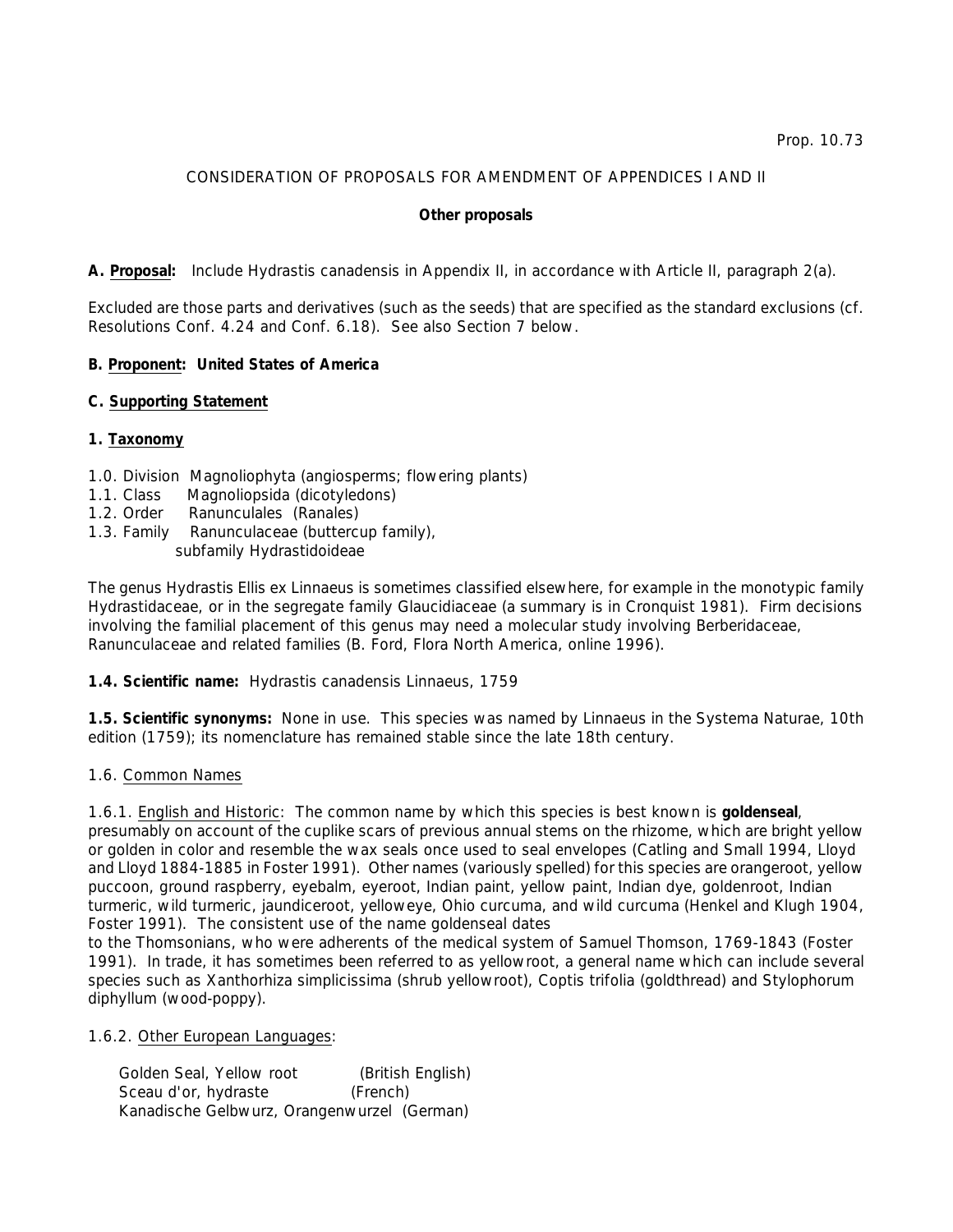Prop. 10.73

CONSIDERATION OF PROPOSALS FOR AMENDMENT OF APPENDICES I AND II

**Other proposals**

**A. Proposal:** Include Hydrastis canadensis in Appendix II, in accordance with Article II, paragraph 2(a).

Excluded are those parts and derivatives (such as the seeds) that are specified as the standard exclusions (cf. Resolutions Conf. 4.24 and Conf. 6.18). See also Section 7 below.

**B. Proponent: United States of America**

**C. Supporting Statement**

**1. Taxonomy**

1.0. Division Magnoliophyta (angiosperms; flowering plants)
1.1. Class Magnoliopsida (dicotyledons)
1.2. Order Ranunculales (Ranales)
1.3. Family Ranunculaceae (buttercup family), subfamily Hydrastidoideae

The genus Hydrastis Ellis ex Linnaeus is sometimes classified elsewhere, for example in the monotypic family Hydrastidaceae, or in the segregate family Glaucidiaceae (a summary is in Cronquist 1981). Firm decisions involving the familial placement of this genus may need a molecular study involving Berberidaceae, Ranunculaceae and related families (B. Ford, Flora North America, online 1996).

**1.4. Scientific name:** Hydrastis canadensis Linnaeus, 1759

**1.5. Scientific synonyms:** None in use. This species was named by Linnaeus in the Systema Naturae, 10th edition (1759); its nomenclature has remained stable since the late 18th century.

1.6. Common Names

1.6.1. English and Historic: The common name by which this species is best known is **goldenseal**, presumably on account of the cuplike scars of previous annual stems on the rhizome, which are bright yellow or golden in color and resemble the wax seals once used to seal envelopes (Catling and Small 1994, Lloyd and Lloyd 1884-1885 in Foster 1991). Other names (variously spelled) for this species are orangeroot, yellow puccoon, ground raspberry, eyebalm, eyeroot, Indian paint, yellow paint, Indian dye, goldenroot, Indian turmeric, wild turmeric, jaundiceroot, yelloweye, Ohio curcuma, and wild curcuma (Henkel and Klugh 1904, Foster 1991). The consistent use of the name goldenseal dates to the Thomsonians, who were adherents of the medical system of Samuel Thomson, 1769-1843 (Foster 1991). In trade, it has sometimes been referred to as yellowroot, a general name which can include several species such as Xanthorhiza simplicissima (shrub yellowroot), Coptis trifolia (goldthread) and Stylophorum diphyllum (wood-poppy).

1.6.2. Other European Languages:

Golden Seal, Yellow root (British English)
Sceau d'or, hydraste (French)
Kanadische Gelbwurz, Orangenwurzel (German)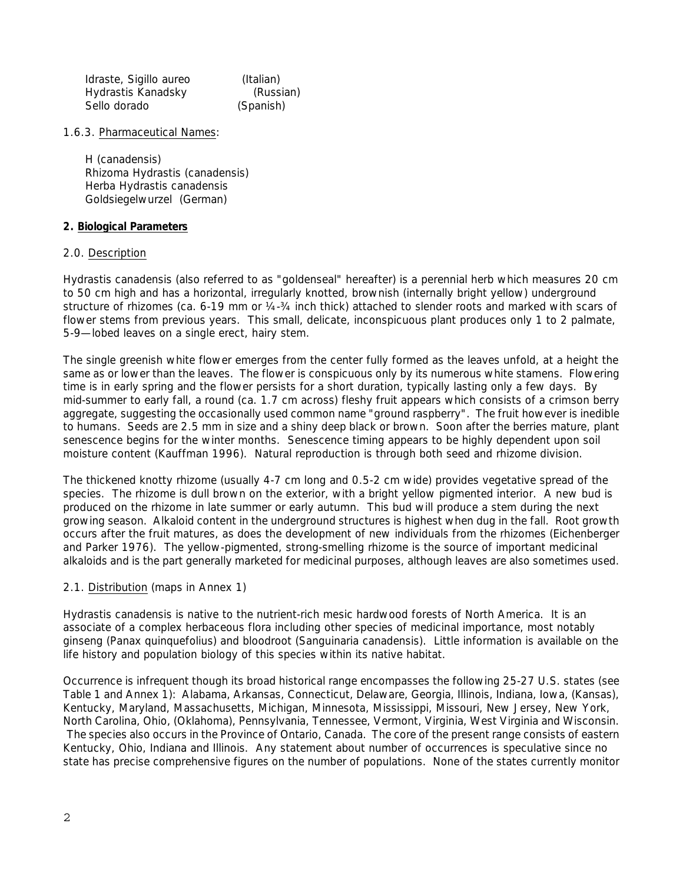Idraste, Sigillo aureo (Italian)
Hydrastis Kanadsky (Russian)
Sello dorado (Spanish)

1.6.3. Pharmaceutical Names:

H (canadensis)
Rhizoma Hydrastis (canadensis)
Herba Hydrastis canadensis
Goldsiegelwurzel (German)

## 2. Biological Parameters

### 2.0. Description

Hydrastis canadensis (also referred to as "goldenseal" hereafter) is a perennial herb which measures 20 cm to 50 cm high and has a horizontal, irregularly knotted, brownish (internally bright yellow) underground structure of rhizomes (ca. 6-19 mm or ¼-¾ inch thick) attached to slender roots and marked with scars of flower stems from previous years. This small, delicate, inconspicuous plant produces only 1 to 2 palmate, 5-9—lobed leaves on a single erect, hairy stem.

The single greenish white flower emerges from the center fully formed as the leaves unfold, at a height the same as or lower than the leaves. The flower is conspicuous only by its numerous white stamens. Flowering time is in early spring and the flower persists for a short duration, typically lasting only a few days. By mid-summer to early fall, a round (ca. 1.7 cm across) fleshy fruit appears which consists of a crimson berry aggregate, suggesting the occasionally used common name "ground raspberry". The fruit however is inedible to humans. Seeds are 2.5 mm in size and a shiny deep black or brown. Soon after the berries mature, plant senescence begins for the winter months. Senescence timing appears to be highly dependent upon soil moisture content (Kauffman 1996). Natural reproduction is through both seed and rhizome division.

The thickened knotty rhizome (usually 4-7 cm long and 0.5-2 cm wide) provides vegetative spread of the species. The rhizome is dull brown on the exterior, with a bright yellow pigmented interior. A new bud is produced on the rhizome in late summer or early autumn. This bud will produce a stem during the next growing season. Alkaloid content in the underground structures is highest when dug in the fall. Root growth occurs after the fruit matures, as does the development of new individuals from the rhizomes (Eichenberger and Parker 1976). The yellow-pigmented, strong-smelling rhizome is the source of important medicinal alkaloids and is the part generally marketed for medicinal purposes, although leaves are also sometimes used.

### 2.1. Distribution (maps in Annex 1)

Hydrastis canadensis is native to the nutrient-rich mesic hardwood forests of North America. It is an associate of a complex herbaceous flora including other species of medicinal importance, most notably ginseng (Panax quinquefolius) and bloodroot (Sanguinaria canadensis). Little information is available on the life history and population biology of this species within its native habitat.

Occurrence is infrequent though its broad historical range encompasses the following 25-27 U.S. states (see Table 1 and Annex 1): Alabama, Arkansas, Connecticut, Delaware, Georgia, Illinois, Indiana, Iowa, (Kansas), Kentucky, Maryland, Massachusetts, Michigan, Minnesota, Mississippi, Missouri, New Jersey, New York, North Carolina, Ohio, (Oklahoma), Pennsylvania, Tennessee, Vermont, Virginia, West Virginia and Wisconsin. The species also occurs in the Province of Ontario, Canada. The core of the present range consists of eastern Kentucky, Ohio, Indiana and Illinois. Any statement about number of occurrences is speculative since no state has precise comprehensive figures on the number of populations. None of the states currently monitor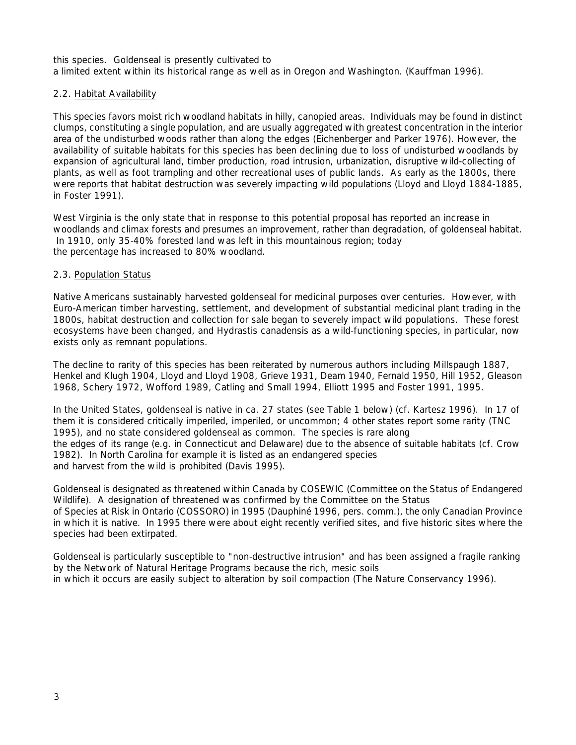this species. Goldenseal is presently cultivated to a limited extent within its historical range as well as in Oregon and Washington. (Kauffman 1996).

### 2.2. Habitat Availability

This species favors moist rich woodland habitats in hilly, canopied areas. Individuals may be found in distinct clumps, constituting a single population, and are usually aggregated with greatest concentration in the interior area of the undisturbed woods rather than along the edges (Eichenberger and Parker 1976). However, the availability of suitable habitats for this species has been declining due to loss of undisturbed woodlands by expansion of agricultural land, timber production, road intrusion, urbanization, disruptive wild-collecting of plants, as well as foot trampling and other recreational uses of public lands. As early as the 1800s, there were reports that habitat destruction was severely impacting wild populations (Lloyd and Lloyd 1884-1885, in Foster 1991).

West Virginia is the only state that in response to this potential proposal has reported an increase in woodlands and climax forests and presumes an improvement, rather than degradation, of goldenseal habitat. In 1910, only 35-40% forested land was left in this mountainous region; today the percentage has increased to 80% woodland.

### 2.3. Population Status

Native Americans sustainably harvested goldenseal for medicinal purposes over centuries. However, with Euro-American timber harvesting, settlement, and development of substantial medicinal plant trading in the 1800s, habitat destruction and collection for sale began to severely impact wild populations. These forest ecosystems have been changed, and Hydrastis canadensis as a wild-functioning species, in particular, now exists only as remnant populations.

The decline to rarity of this species has been reiterated by numerous authors including Millspaugh 1887, Henkel and Klugh 1904, Lloyd and Lloyd 1908, Grieve 1931, Deam 1940, Fernald 1950, Hill 1952, Gleason 1968, Schery 1972, Wofford 1989, Catling and Small 1994, Elliott 1995 and Foster 1991, 1995.

In the United States, goldenseal is native in ca. 27 states (see Table 1 below) (cf. Kartesz 1996). In 17 of them it is considered critically imperiled, imperiled, or uncommon; 4 other states report some rarity (TNC 1995), and no state considered goldenseal as common. The species is rare along the edges of its range (e.g. in Connecticut and Delaware) due to the absence of suitable habitats (cf. Crow 1982). In North Carolina for example it is listed as an endangered species and harvest from the wild is prohibited (Davis 1995).

Goldenseal is designated as threatened within Canada by COSEWIC (Committee on the Status of Endangered Wildlife). A designation of threatened was confirmed by the Committee on the Status of Species at Risk in Ontario (COSSORO) in 1995 (Dauphiné 1996, pers. comm.), the only Canadian Province in which it is native. In 1995 there were about eight recently verified sites, and five historic sites where the species had been extirpated.

Goldenseal is particularly susceptible to "non-destructive intrusion" and has been assigned a fragile ranking by the Network of Natural Heritage Programs because the rich, mesic soils in which it occurs are easily subject to alteration by soil compaction (The Nature Conservancy 1996).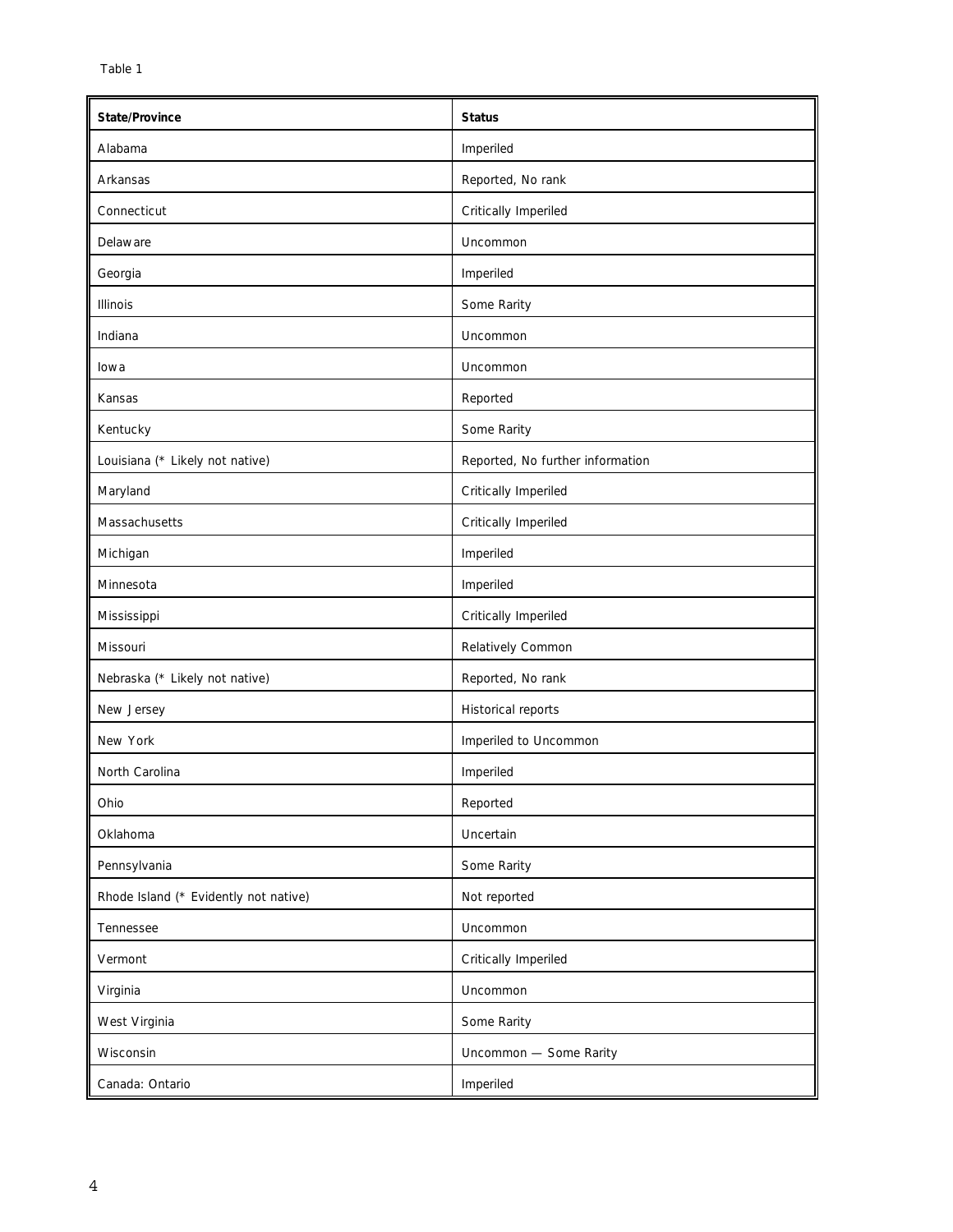Table 1

| State/Province | Status |
|---|---|
| Alabama | Imperiled |
| Arkansas | Reported, No rank |
| Connecticut | Critically Imperiled |
| Delaware | Uncommon |
| Georgia | Imperiled |
| Illinois | Some Rarity |
| Indiana | Uncommon |
| Iowa | Uncommon |
| Kansas | Reported |
| Kentucky | Some Rarity |
| Louisiana (* Likely not native) | Reported, No further information |
| Maryland | Critically Imperiled |
| Massachusetts | Critically Imperiled |
| Michigan | Imperiled |
| Minnesota | Imperiled |
| Mississippi | Critically Imperiled |
| Missouri | Relatively Common |
| Nebraska (* Likely not native) | Reported, No rank |
| New Jersey | Historical reports |
| New York | Imperiled to Uncommon |
| North Carolina | Imperiled |
| Ohio | Reported |
| Oklahoma | Uncertain |
| Pennsylvania | Some Rarity |
| Rhode Island (* Evidently not native) | Not reported |
| Tennessee | Uncommon |
| Vermont | Critically Imperiled |
| Virginia | Uncommon |
| West Virginia | Some Rarity |
| Wisconsin | Uncommon — Some Rarity |
| Canada: Ontario | Imperiled |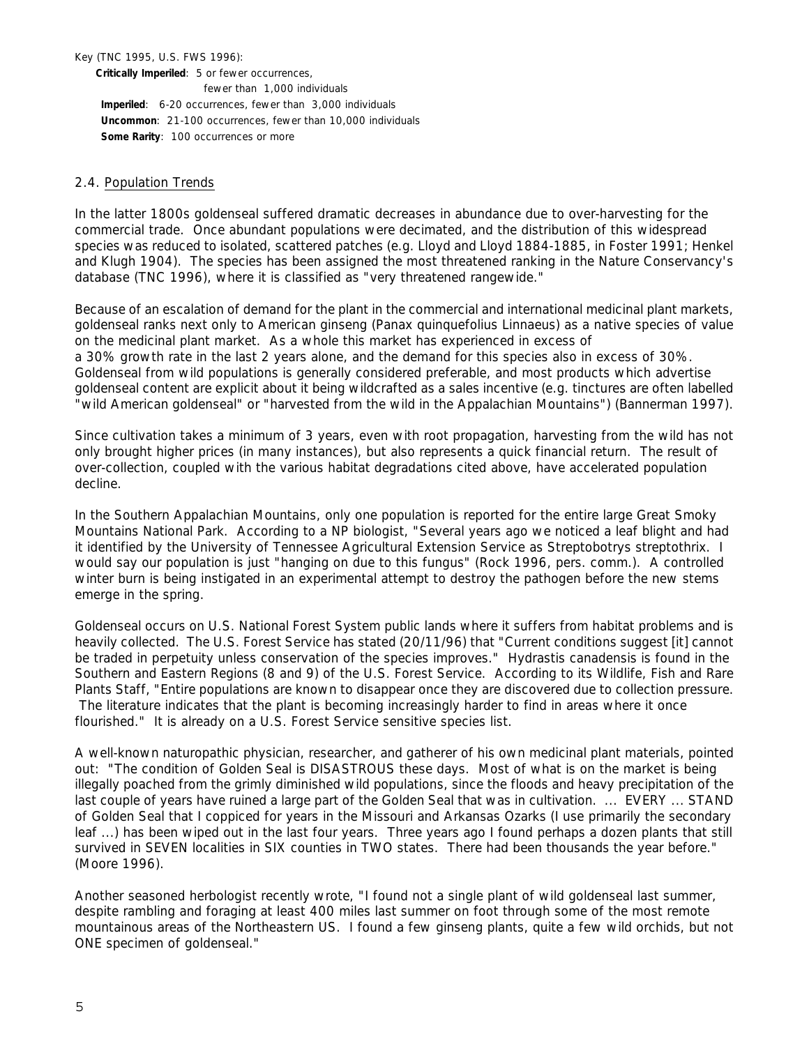Key (TNC 1995, U.S. FWS 1996):

**Critically Imperiled**: 5 or fewer occurrences,
fewer than 1,000 individuals

**Imperiled**: 6-20 occurrences, fewer than 3,000 individuals

**Uncommon**: 21-100 occurrences, fewer than 10,000 individuals

**Some Rarity**: 100 occurrences or more

## 2.4. Population Trends

In the latter 1800s goldenseal suffered dramatic decreases in abundance due to over-harvesting for the commercial trade. Once abundant populations were decimated, and the distribution of this widespread species was reduced to isolated, scattered patches (e.g. Lloyd and Lloyd 1884-1885, in Foster 1991; Henkel and Klugh 1904). The species has been assigned the most threatened ranking in the Nature Conservancy's database (TNC 1996), where it is classified as "very threatened rangewide."

Because of an escalation of demand for the plant in the commercial and international medicinal plant markets, goldenseal ranks next only to American ginseng (*Panax quinquefolius* Linnaeus) as a native species of value on the medicinal plant market. As a whole this market has experienced in excess of a 30% growth rate in the last 2 years alone, and the demand for this species also in excess of 30%. Goldenseal from wild populations is generally considered preferable, and most products which advertise goldenseal content are explicit about it being wildcrafted as a sales incentive (e.g. tinctures are often labelled "wild American goldenseal" or "harvested from the wild in the Appalachian Mountains") (Bannerman 1997).

Since cultivation takes a minimum of 3 years, even with root propagation, harvesting from the wild has not only brought higher prices (in many instances), but also represents a quick financial return. The result of over-collection, coupled with the various habitat degradations cited above, have accelerated population decline.

In the Southern Appalachian Mountains, only one population is reported for the entire large Great Smoky Mountains National Park. According to a NP biologist, "Several years ago we noticed a leaf blight and had it identified by the University of Tennessee Agricultural Extension Service as *Streptobotrys streptothrix*. I would say our population is just "hanging on due to this fungus" (Rock 1996, pers. comm.). A controlled winter burn is being instigated in an experimental attempt to destroy the pathogen before the new stems emerge in the spring.

Goldenseal occurs on U.S. National Forest System public lands where it suffers from habitat problems and is heavily collected. The U.S. Forest Service has stated (20/11/96) that "Current conditions suggest [it] cannot be traded in perpetuity unless conservation of the species improves." *Hydrastis canadensis* is found in the Southern and Eastern Regions (8 and 9) of the U.S. Forest Service. According to its Wildlife, Fish and Rare Plants Staff, "Entire populations are known to disappear once they are discovered due to collection pressure. The literature indicates that the plant is becoming increasingly harder to find in areas where it once flourished." It is already on a U.S. Forest Service sensitive species list.

A well-known naturopathic physician, researcher, and gatherer of his own medicinal plant materials, pointed out: "The condition of Golden Seal is DISASTROUS these days. Most of what is on the market is being illegally poached from the grimly diminished wild populations, since the floods and heavy precipitation of the last couple of years have ruined a large part of the Golden Seal that was in cultivation. ... EVERY ... STAND of Golden Seal that I coppiced for years in the Missouri and Arkansas Ozarks (I use primarily the secondary leaf ...) has been wiped out in the last four years. Three years ago I found perhaps a dozen plants that still survived in SEVEN localities in SIX counties in TWO states. There had been thousands the year before." (Moore 1996).

Another seasoned herbologist recently wrote, "I found not a single plant of wild goldenseal last summer, despite rambling and foraging at least 400 miles last summer on foot through some of the most remote mountainous areas of the Northeastern US. I found a few ginseng plants, quite a few wild orchids, but not ONE specimen of goldenseal."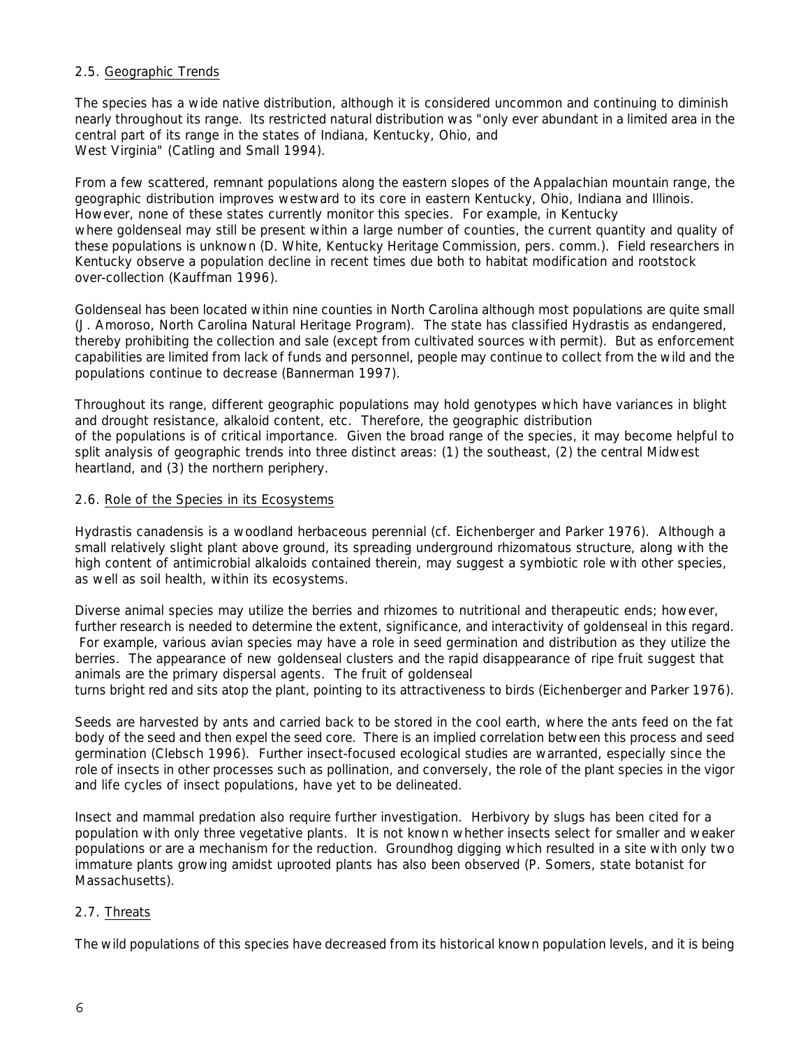### 2.5. Geographic Trends

The species has a wide native distribution, although it is considered uncommon and continuing to diminish nearly throughout its range. Its restricted natural distribution was "only ever abundant in a limited area in the central part of its range in the states of Indiana, Kentucky, Ohio, and West Virginia" (Catling and Small 1994).

From a few scattered, remnant populations along the eastern slopes of the Appalachian mountain range, the geographic distribution improves westward to its core in eastern Kentucky, Ohio, Indiana and Illinois. However, none of these states currently monitor this species. For example, in Kentucky where goldenseal may still be present within a large number of counties, the current quantity and quality of these populations is unknown (D. White, Kentucky Heritage Commission, pers. comm.). Field researchers in Kentucky observe a population decline in recent times due both to habitat modification and rootstock over-collection (Kauffman 1996).

Goldenseal has been located within nine counties in North Carolina although most populations are quite small (J. Amoroso, North Carolina Natural Heritage Program). The state has classified Hydrastis as endangered, thereby prohibiting the collection and sale (except from cultivated sources with permit). But as enforcement capabilities are limited from lack of funds and personnel, people may continue to collect from the wild and the populations continue to decrease (Bannerman 1997).

Throughout its range, different geographic populations may hold genotypes which have variances in blight and drought resistance, alkaloid content, etc. Therefore, the geographic distribution of the populations is of critical importance. Given the broad range of the species, it may become helpful to split analysis of geographic trends into three distinct areas: (1) the southeast, (2) the central Midwest heartland, and (3) the northern periphery.

### 2.6. Role of the Species in its Ecosystems

*Hydrastis canadensis* is a woodland herbaceous perennial (cf. Eichenberger and Parker 1976). Although a small relatively slight plant above ground, its spreading underground rhizomatous structure, along with the high content of antimicrobial alkaloids contained therein, may suggest a symbiotic role with other species, as well as soil health, within its ecosystems.

Diverse animal species may utilize the berries and rhizomes to nutritional and therapeutic ends; however, further research is needed to determine the extent, significance, and interactivity of goldenseal in this regard. For example, various avian species may have a role in seed germination and distribution as they utilize the berries. The appearance of new goldenseal clusters and the rapid disappearance of ripe fruit suggest that animals are the primary dispersal agents. The fruit of goldenseal turns bright red and sits atop the plant, pointing to its attractiveness to birds (Eichenberger and Parker 1976).

Seeds are harvested by ants and carried back to be stored in the cool earth, where the ants feed on the fat body of the seed and then expel the seed core. There is an implied correlation between this process and seed germination (Clebsch 1996). Further insect-focused ecological studies are warranted, especially since the role of insects in other processes such as pollination, and conversely, the role of the plant species in the vigor and life cycles of insect populations, have yet to be delineated.

Insect and mammal predation also require further investigation. Herbivory by slugs has been cited for a population with only three vegetative plants. It is not known whether insects select for smaller and weaker populations or are a mechanism for the reduction. Groundhog digging which resulted in a site with only two immature plants growing amidst uprooted plants has also been observed (P. Somers, state botanist for Massachusetts).

### 2.7. Threats

The wild populations of this species have decreased from its historical known population levels, and it is being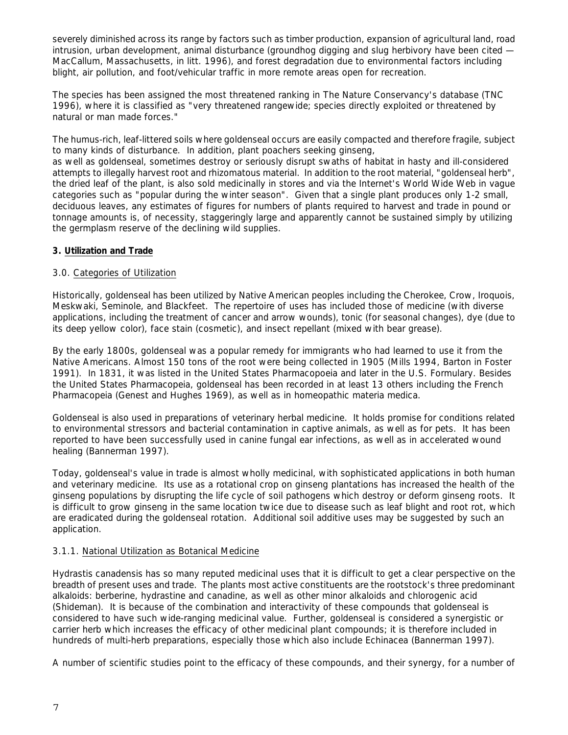severely diminished across its range by factors such as timber production, expansion of agricultural land, road intrusion, urban development, animal disturbance (groundhog digging and slug herbivory have been cited — MacCallum, Massachusetts, in litt. 1996), and forest degradation due to environmental factors including blight, air pollution, and foot/vehicular traffic in more remote areas open for recreation.

The species has been assigned the most threatened ranking in The Nature Conservancy's database (TNC 1996), where it is classified as "very threatened rangewide; species directly exploited or threatened by natural or man made forces."

The humus-rich, leaf-littered soils where goldenseal occurs are easily compacted and therefore fragile, subject to many kinds of disturbance. In addition, plant poachers seeking ginseng, as well as goldenseal, sometimes destroy or seriously disrupt swaths of habitat in hasty and ill-considered attempts to illegally harvest root and rhizomatous material. In addition to the root material, "goldenseal herb", the dried leaf of the plant, is also sold medicinally in stores and via the Internet's World Wide Web in vague categories such as "popular during the winter season". Given that a single plant produces only 1-2 small, deciduous leaves, any estimates of figures for numbers of plants required to harvest and trade in pound or tonnage amounts is, of necessity, staggeringly large and apparently cannot be sustained simply by utilizing the germplasm reserve of the declining wild supplies.

**3. Utilization and Trade**

3.0. Categories of Utilization

Historically, goldenseal has been utilized by Native American peoples including the Cherokee, Crow, Iroquois, Meskwaki, Seminole, and Blackfeet. The repertoire of uses has included those of medicine (with diverse applications, including the treatment of cancer and arrow wounds), tonic (for seasonal changes), dye (due to its deep yellow color), face stain (cosmetic), and insect repellant (mixed with bear grease).

By the early 1800s, goldenseal was a popular remedy for immigrants who had learned to use it from the Native Americans. Almost 150 tons of the root were being collected in 1905 (Mills 1994, Barton in Foster 1991). In 1831, it was listed in the United States Pharmacopoeia and later in the U.S. Formulary. Besides the United States Pharmacopeia, goldenseal has been recorded in at least 13 others including the French Pharmacopeia (Genest and Hughes 1969), as well as in homeopathic materia medica.

Goldenseal is also used in preparations of veterinary herbal medicine. It holds promise for conditions related to environmental stressors and bacterial contamination in captive animals, as well as for pets. It has been reported to have been successfully used in canine fungal ear infections, as well as in accelerated wound healing (Bannerman 1997).

Today, goldenseal's value in trade is almost wholly medicinal, with sophisticated applications in both human and veterinary medicine. Its use as a rotational crop on ginseng plantations has increased the health of the ginseng populations by disrupting the life cycle of soil pathogens which destroy or deform ginseng roots. It is difficult to grow ginseng in the same location twice due to disease such as leaf blight and root rot, which are eradicated during the goldenseal rotation. Additional soil additive uses may be suggested by such an application.

3.1.1. National Utilization as Botanical Medicine

Hydrastis canadensis has so many reputed medicinal uses that it is difficult to get a clear perspective on the breadth of present uses and trade. The plants most active constituents are the rootstock's three predominant alkaloids: berberine, hydrastine and canadine, as well as other minor alkaloids and chlorogenic acid (Shideman). It is because of the combination and interactivity of these compounds that goldenseal is considered to have such wide-ranging medicinal value. Further, goldenseal is considered a synergistic or carrier herb which increases the efficacy of other medicinal plant compounds; it is therefore included in hundreds of multi-herb preparations, especially those which also include Echinacea (Bannerman 1997).

A number of scientific studies point to the efficacy of these compounds, and their synergy, for a number of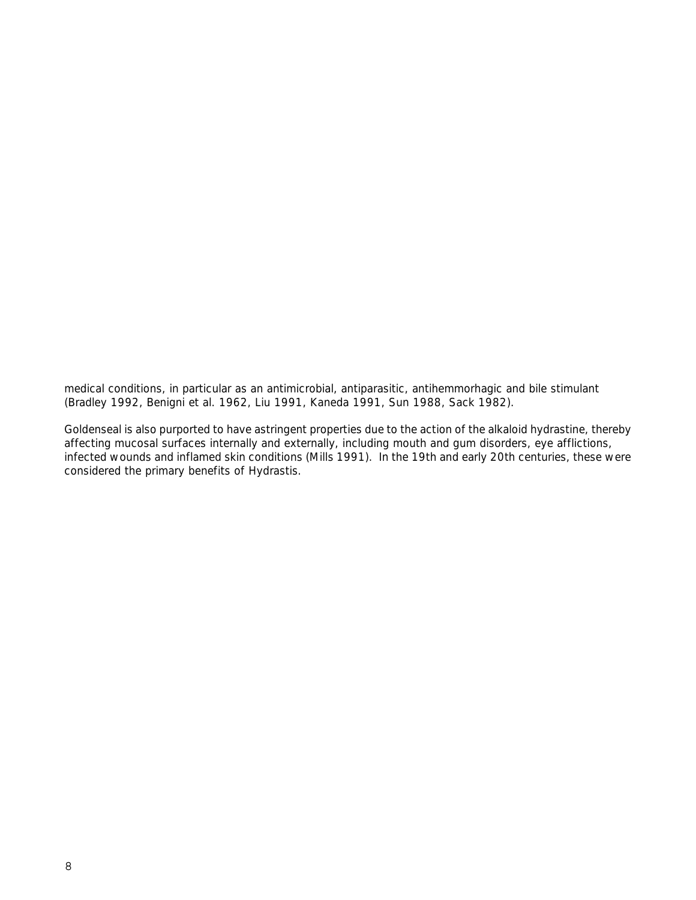medical conditions, in particular as an antimicrobial, antiparasitic, antihemmorhagic and bile stimulant (Bradley 1992, Benigni et al. 1962, Liu 1991, Kaneda 1991, Sun 1988, Sack 1982).

Goldenseal is also purported to have astringent properties due to the action of the alkaloid hydrastine, thereby affecting mucosal surfaces internally and externally, including mouth and gum disorders, eye afflictions, infected wounds and inflamed skin conditions (Mills 1991). In the 19th and early 20th centuries, these were considered the primary benefits of Hydrastis.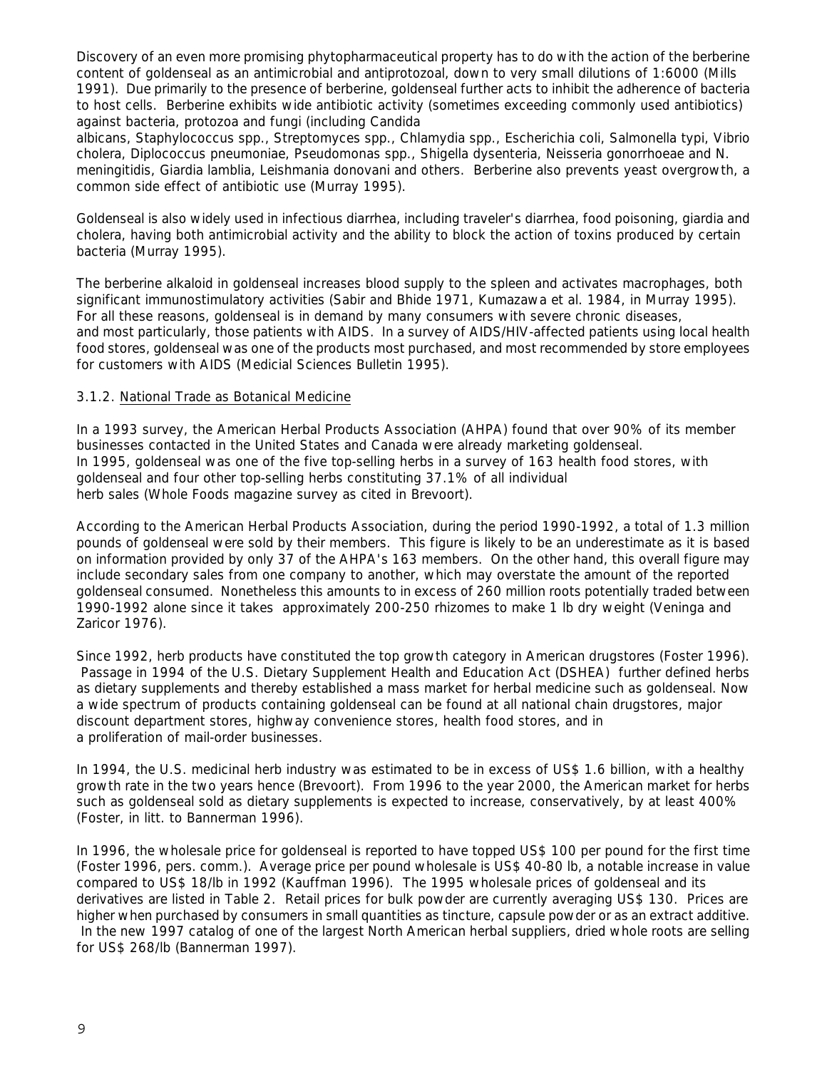Discovery of an even more promising phytopharmaceutical property has to do with the action of the berberine content of goldenseal as an antimicrobial and antiprotozoal, down to very small dilutions of 1:6000 (Mills 1991). Due primarily to the presence of berberine, goldenseal further acts to inhibit the adherence of bacteria to host cells. Berberine exhibits wide antibiotic activity (sometimes exceeding commonly used antibiotics) against bacteria, protozoa and fungi (including Candida albicans, Staphylococcus spp., Streptomyces spp., Chlamydia spp., Escherichia coli, Salmonella typi, Vibrio cholera, Diplococcus pneumoniae, Pseudomonas spp., Shigella dysenteria, Neisseria gonorrhoeae and N. meningitidis, Giardia lamblia, Leishmania donovani and others. Berberine also prevents yeast overgrowth, a common side effect of antibiotic use (Murray 1995).

Goldenseal is also widely used in infectious diarrhea, including traveler's diarrhea, food poisoning, giardia and cholera, having both antimicrobial activity and the ability to block the action of toxins produced by certain bacteria (Murray 1995).

The berberine alkaloid in goldenseal increases blood supply to the spleen and activates macrophages, both significant immunostimulatory activities (Sabir and Bhide 1971, Kumazawa et al. 1984, in Murray 1995). For all these reasons, goldenseal is in demand by many consumers with severe chronic diseases, and most particularly, those patients with AIDS. In a survey of AIDS/HIV-affected patients using local health food stores, goldenseal was one of the products most purchased, and most recommended by store employees for customers with AIDS (Medicial Sciences Bulletin 1995).

### 3.1.2. National Trade as Botanical Medicine

In a 1993 survey, the American Herbal Products Association (AHPA) found that over 90% of its member businesses contacted in the United States and Canada were already marketing goldenseal. In 1995, goldenseal was one of the five top-selling herbs in a survey of 163 health food stores, with goldenseal and four other top-selling herbs constituting 37.1% of all individual herb sales (Whole Foods magazine survey as cited in Brevoort).

According to the American Herbal Products Association, during the period 1990-1992, a total of 1.3 million pounds of goldenseal were sold by their members. This figure is likely to be an underestimate as it is based on information provided by only 37 of the AHPA's 163 members. On the other hand, this overall figure may include secondary sales from one company to another, which may overstate the amount of the reported goldenseal consumed. Nonetheless this amounts to in excess of 260 million roots potentially traded between 1990-1992 alone since it takes approximately 200-250 rhizomes to make 1 lb dry weight (Veninga and Zaricor 1976).

Since 1992, herb products have constituted the top growth category in American drugstores (Foster 1996). Passage in 1994 of the U.S. Dietary Supplement Health and Education Act (DSHEA) further defined herbs as dietary supplements and thereby established a mass market for herbal medicine such as goldenseal. Now a wide spectrum of products containing goldenseal can be found at all national chain drugstores, major discount department stores, highway convenience stores, health food stores, and in a proliferation of mail-order businesses.

In 1994, the U.S. medicinal herb industry was estimated to be in excess of US$ 1.6 billion, with a healthy growth rate in the two years hence (Brevoort). From 1996 to the year 2000, the American market for herbs such as goldenseal sold as dietary supplements is expected to increase, conservatively, by at least 400% (Foster, in litt. to Bannerman 1996).

In 1996, the wholesale price for goldenseal is reported to have topped US$ 100 per pound for the first time (Foster 1996, pers. comm.). Average price per pound wholesale is US$ 40-80 lb, a notable increase in value compared to US$ 18/lb in 1992 (Kauffman 1996). The 1995 wholesale prices of goldenseal and its derivatives are listed in Table 2. Retail prices for bulk powder are currently averaging US$ 130. Prices are higher when purchased by consumers in small quantities as tincture, capsule powder or as an extract additive. In the new 1997 catalog of one of the largest North American herbal suppliers, dried whole roots are selling for US$ 268/lb (Bannerman 1997).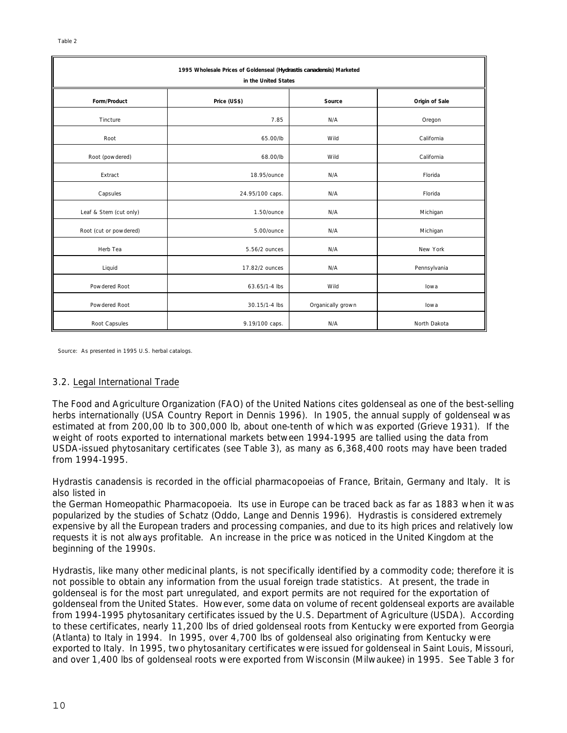Table 2

| 1995 Wholesale Prices of Goldenseal (*Hydrastis canadensis*) Marketed in the United States | | | |
|---|---|---|---|
| Form/Product | Price (US$) | Source | Origin of Sale |
| Tincture | 7.85 | N/A | Oregon |
| Root | 65.00/lb | Wild | California |
| Root (powdered) | 68.00/lb | Wild | California |
| Extract | 18.95/ounce | N/A | Florida |
| Capsules | 24.95/100 caps. | N/A | Florida |
| Leaf & Stem (cut only) | 1.50/ounce | N/A | Michigan |
| Root (cut or powdered) | 5.00/ounce | N/A | Michigan |
| Herb Tea | 5.56/2 ounces | N/A | New York |
| Liquid | 17.82/2 ounces | N/A | Pennsylvania |
| Powdered Root | 63.65/1-4 lbs | Wild | Iowa |
| Powdered Root | 30.15/1-4 lbs | Organically grown | Iowa |
| Root Capsules | 9.19/100 caps. | N/A | North Dakota |

Source: As presented in 1995 U.S. herbal catalogs.

### 3.2. Legal International Trade

The Food and Agriculture Organization (FAO) of the United Nations cites goldenseal as one of the best-selling herbs internationally (USA Country Report in Dennis 1996). In 1905, the annual supply of goldenseal was estimated at from 200,00 lb to 300,000 lb, about one-tenth of which was exported (Grieve 1931). If the weight of roots exported to international markets between 1994-1995 are tallied using the data from USDA-issued phytosanitary certificates (see Table 3), as many as 6,368,400 roots may have been traded from 1994-1995.

Hydrastis canadensis is recorded in the official pharmacopoeias of France, Britain, Germany and Italy. It is also listed in
the German Homeopathic Pharmacopoeia. Its use in Europe can be traced back as far as 1883 when it was popularized by the studies of Schatz (Oddo, Lange and Dennis 1996). Hydrastis is considered extremely expensive by all the European traders and processing companies, and due to its high prices and relatively low requests it is not always profitable. An increase in the price was noticed in the United Kingdom at the beginning of the 1990s.

Hydrastis, like many other medicinal plants, is not specifically identified by a commodity code; therefore it is not possible to obtain any information from the usual foreign trade statistics. At present, the trade in goldenseal is for the most part unregulated, and export permits are not required for the exportation of goldenseal from the United States. However, some data on volume of recent goldenseal exports are available from 1994-1995 phytosanitary certificates issued by the U.S. Department of Agriculture (USDA). According to these certificates, nearly 11,200 lbs of dried goldenseal roots from Kentucky were exported from Georgia (Atlanta) to Italy in 1994. In 1995, over 4,700 lbs of goldenseal also originating from Kentucky were exported to Italy. In 1995, two phytosanitary certificates were issued for goldenseal in Saint Louis, Missouri, and over 1,400 lbs of goldenseal roots were exported from Wisconsin (Milwaukee) in 1995. See Table 3 for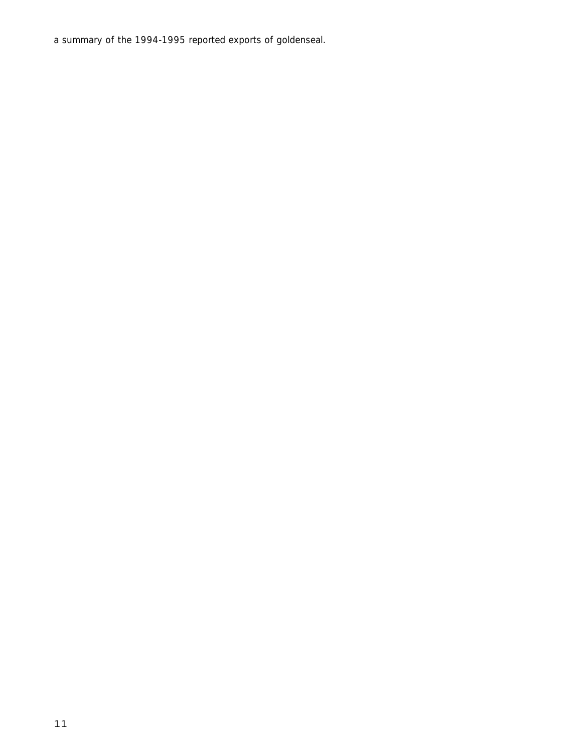a summary of the 1994-1995 reported exports of goldenseal.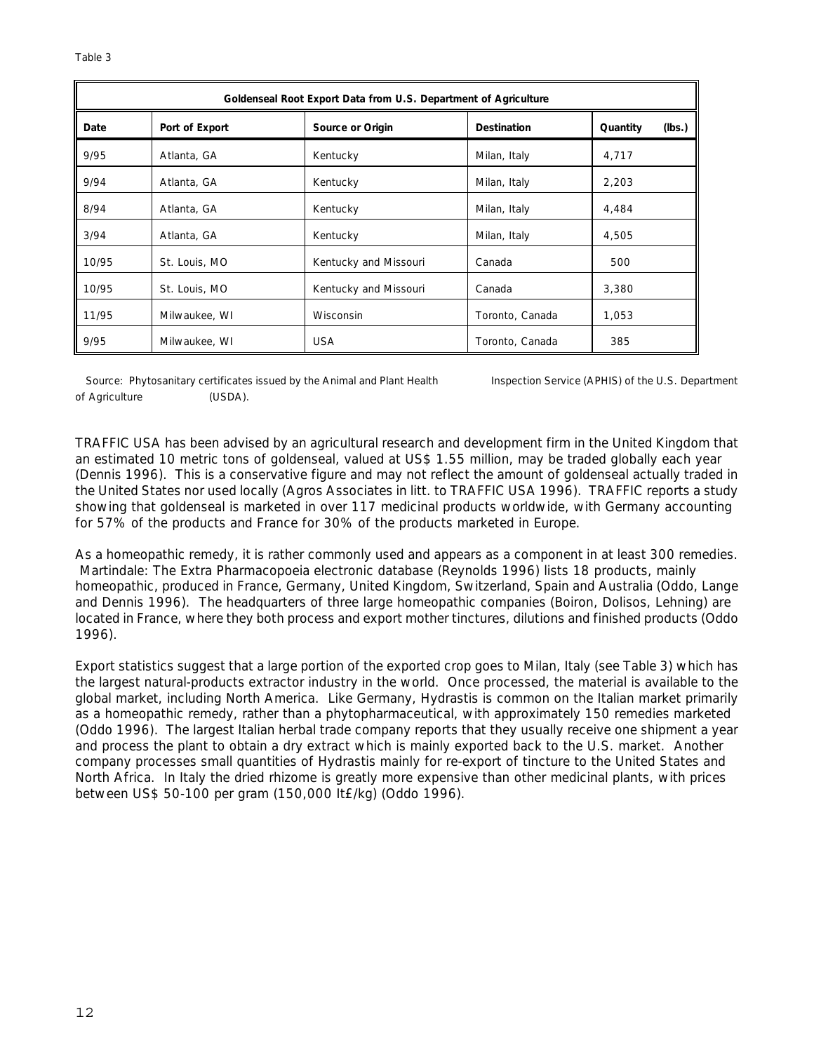Table 3

| Goldenseal Root Export Data from U.S. Department of Agriculture | | | | |
|---|---|---|---|---|
| **Date** | **Port of Export** | **Source or Origin** | **Destination** | **Quantity (lbs.)** |
| 9/95 | Atlanta, GA | Kentucky | Milan, Italy | 4,717 |
| 9/94 | Atlanta, GA | Kentucky | Milan, Italy | 2,203 |
| 8/94 | Atlanta, GA | Kentucky | Milan, Italy | 4,484 |
| 3/94 | Atlanta, GA | Kentucky | Milan, Italy | 4,505 |
| 10/95 | St. Louis, MO | Kentucky and Missouri | Canada | 500 |
| 10/95 | St. Louis, MO | Kentucky and Missouri | Canada | 3,380 |
| 11/95 | Milwaukee, WI | Wisconsin | Toronto, Canada | 1,053 |
| 9/95 | Milwaukee, WI | USA | Toronto, Canada | 385 |

Source: Phytosanitary certificates issued by the Animal and Plant Health Inspection Service (APHIS) of the U.S. Department of Agriculture (USDA).

TRAFFIC USA has been advised by an agricultural research and development firm in the United Kingdom that an estimated 10 metric tons of goldenseal, valued at US$ 1.55 million, may be traded globally each year (Dennis 1996). This is a conservative figure and may not reflect the amount of goldenseal actually traded in the United States nor used locally (Agros Associates in litt. to TRAFFIC USA 1996). TRAFFIC reports a study showing that goldenseal is marketed in over 117 medicinal products worldwide, with Germany accounting for 57% of the products and France for 30% of the products marketed in Europe.

As a homeopathic remedy, it is rather commonly used and appears as a component in at least 300 remedies. Martindale: The Extra Pharmacopoeia electronic database (Reynolds 1996) lists 18 products, mainly homeopathic, produced in France, Germany, United Kingdom, Switzerland, Spain and Australia (Oddo, Lange and Dennis 1996). The headquarters of three large homeopathic companies (Boiron, Dolisos, Lehning) are located in France, where they both process and export mother tinctures, dilutions and finished products (Oddo 1996).

Export statistics suggest that a large portion of the exported crop goes to Milan, Italy (see Table 3) which has the largest natural-products extractor industry in the world. Once processed, the material is available to the global market, including North America. Like Germany, Hydrastis is common on the Italian market primarily as a homeopathic remedy, rather than a phytopharmaceutical, with approximately 150 remedies marketed (Oddo 1996). The largest Italian herbal trade company reports that they usually receive one shipment a year and process the plant to obtain a dry extract which is mainly exported back to the U.S. market. Another company processes small quantities of Hydrastis mainly for re-export of tincture to the United States and North Africa. In Italy the dried rhizome is greatly more expensive than other medicinal plants, with prices between US$ 50-100 per gram (150,000 It£/kg) (Oddo 1996).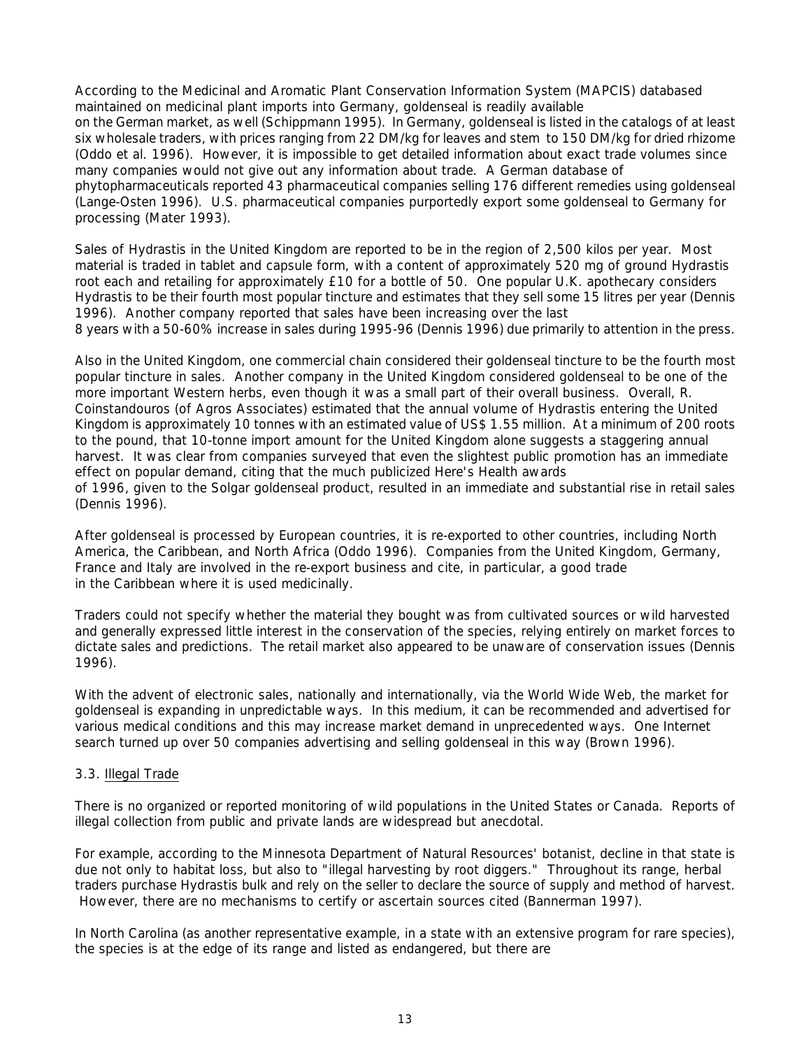According to the Medicinal and Aromatic Plant Conservation Information System (MAPCIS) databased maintained on medicinal plant imports into Germany, goldenseal is readily available on the German market, as well (Schippmann 1995). In Germany, goldenseal is listed in the catalogs of at least six wholesale traders, with prices ranging from 22 DM/kg for leaves and stem to 150 DM/kg for dried rhizome (Oddo et al. 1996). However, it is impossible to get detailed information about exact trade volumes since many companies would not give out any information about trade. A German database of phytopharmaceuticals reported 43 pharmaceutical companies selling 176 different remedies using goldenseal (Lange-Osten 1996). U.S. pharmaceutical companies purportedly export some goldenseal to Germany for processing (Mater 1993).

Sales of Hydrastis in the United Kingdom are reported to be in the region of 2,500 kilos per year. Most material is traded in tablet and capsule form, with a content of approximately 520 mg of ground Hydrastis root each and retailing for approximately £10 for a bottle of 50. One popular U.K. apothecary considers Hydrastis to be their fourth most popular tincture and estimates that they sell some 15 litres per year (Dennis 1996). Another company reported that sales have been increasing over the last 8 years with a 50-60% increase in sales during 1995-96 (Dennis 1996) due primarily to attention in the press.

Also in the United Kingdom, one commercial chain considered their goldenseal tincture to be the fourth most popular tincture in sales. Another company in the United Kingdom considered goldenseal to be one of the more important Western herbs, even though it was a small part of their overall business. Overall, R. Coinstandouros (of Agros Associates) estimated that the annual volume of Hydrastis entering the United Kingdom is approximately 10 tonnes with an estimated value of US$ 1.55 million. At a minimum of 200 roots to the pound, that 10-tonne import amount for the United Kingdom alone suggests a staggering annual harvest. It was clear from companies surveyed that even the slightest public promotion has an immediate effect on popular demand, citing that the much publicized Here's Health awards of 1996, given to the Solgar goldenseal product, resulted in an immediate and substantial rise in retail sales (Dennis 1996).

After goldenseal is processed by European countries, it is re-exported to other countries, including North America, the Caribbean, and North Africa (Oddo 1996). Companies from the United Kingdom, Germany, France and Italy are involved in the re-export business and cite, in particular, a good trade in the Caribbean where it is used medicinally.

Traders could not specify whether the material they bought was from cultivated sources or wild harvested and generally expressed little interest in the conservation of the species, relying entirely on market forces to dictate sales and predictions. The retail market also appeared to be unaware of conservation issues (Dennis 1996).

With the advent of electronic sales, nationally and internationally, via the World Wide Web, the market for goldenseal is expanding in unpredictable ways. In this medium, it can be recommended and advertised for various medical conditions and this may increase market demand in unprecedented ways. One Internet search turned up over 50 companies advertising and selling goldenseal in this way (Brown 1996).

### 3.3. Illegal Trade

There is no organized or reported monitoring of wild populations in the United States or Canada. Reports of illegal collection from public and private lands are widespread but anecdotal.

For example, according to the Minnesota Department of Natural Resources' botanist, decline in that state is due not only to habitat loss, but also to "illegal harvesting by root diggers." Throughout its range, herbal traders purchase Hydrastis bulk and rely on the seller to declare the source of supply and method of harvest. However, there are no mechanisms to certify or ascertain sources cited (Bannerman 1997).

In North Carolina (as another representative example, in a state with an extensive program for rare species), the species is at the edge of its range and listed as endangered, but there are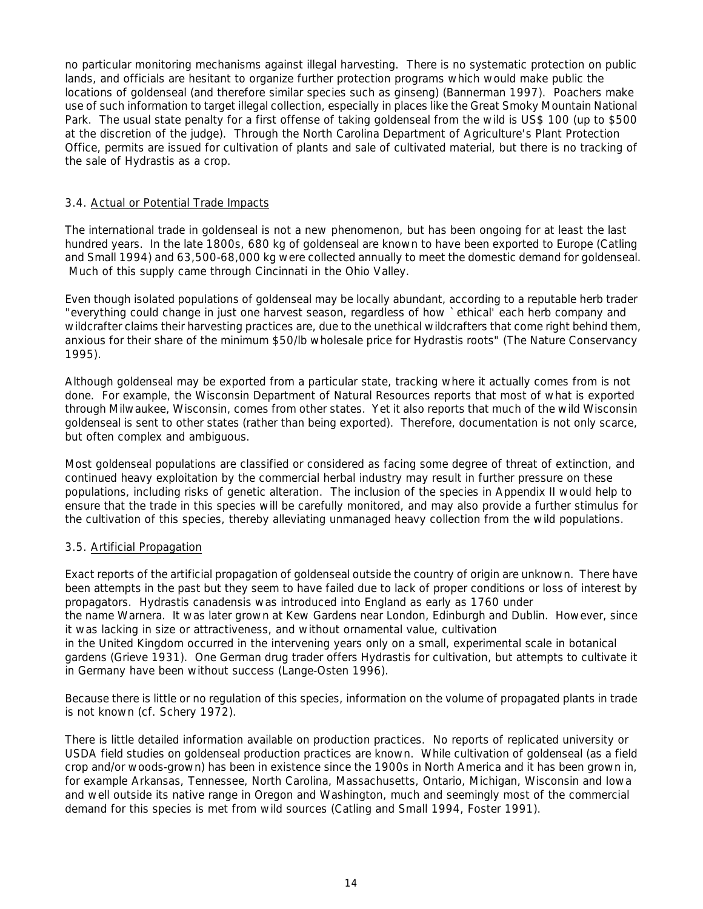no particular monitoring mechanisms against illegal harvesting. There is no systematic protection on public lands, and officials are hesitant to organize further protection programs which would make public the locations of goldenseal (and therefore similar species such as ginseng) (Bannerman 1997). Poachers make use of such information to target illegal collection, especially in places like the Great Smoky Mountain National Park. The usual state penalty for a first offense of taking goldenseal from the wild is US$ 100 (up to $500 at the discretion of the judge). Through the North Carolina Department of Agriculture's Plant Protection Office, permits are issued for cultivation of plants and sale of cultivated material, but there is no tracking of the sale of Hydrastis as a crop.

### 3.4. Actual or Potential Trade Impacts

The international trade in goldenseal is not a new phenomenon, but has been ongoing for at least the last hundred years. In the late 1800s, 680 kg of goldenseal are known to have been exported to Europe (Catling and Small 1994) and 63,500-68,000 kg were collected annually to meet the domestic demand for goldenseal. Much of this supply came through Cincinnati in the Ohio Valley.

Even though isolated populations of goldenseal may be locally abundant, according to a reputable herb trader "everything could change in just one harvest season, regardless of how `ethical' each herb company and wildcrafter claims their harvesting practices are, due to the unethical wildcrafters that come right behind them, anxious for their share of the minimum $50/lb wholesale price for Hydrastis roots" (The Nature Conservancy 1995).

Although goldenseal may be exported from a particular state, tracking where it actually comes from is not done. For example, the Wisconsin Department of Natural Resources reports that most of what is exported through Milwaukee, Wisconsin, comes from other states. Yet it also reports that much of the wild Wisconsin goldenseal is sent to other states (rather than being exported). Therefore, documentation is not only scarce, but often complex and ambiguous.

Most goldenseal populations are classified or considered as facing some degree of threat of extinction, and continued heavy exploitation by the commercial herbal industry may result in further pressure on these populations, including risks of genetic alteration. The inclusion of the species in Appendix II would help to ensure that the trade in this species will be carefully monitored, and may also provide a further stimulus for the cultivation of this species, thereby alleviating unmanaged heavy collection from the wild populations.

### 3.5. Artificial Propagation

Exact reports of the artificial propagation of goldenseal outside the country of origin are unknown. There have been attempts in the past but they seem to have failed due to lack of proper conditions or loss of interest by propagators. Hydrastis canadensis was introduced into England as early as 1760 under the name Warnera. It was later grown at Kew Gardens near London, Edinburgh and Dublin. However, since it was lacking in size or attractiveness, and without ornamental value, cultivation in the United Kingdom occurred in the intervening years only on a small, experimental scale in botanical gardens (Grieve 1931). One German drug trader offers Hydrastis for cultivation, but attempts to cultivate it in Germany have been without success (Lange-Osten 1996).

Because there is little or no regulation of this species, information on the volume of propagated plants in trade is not known (cf. Schery 1972).

There is little detailed information available on production practices. No reports of replicated university or USDA field studies on goldenseal production practices are known. While cultivation of goldenseal (as a field crop and/or woods-grown) has been in existence since the 1900s in North America and it has been grown in, for example Arkansas, Tennessee, North Carolina, Massachusetts, Ontario, Michigan, Wisconsin and Iowa and well outside its native range in Oregon and Washington, much and seemingly most of the commercial demand for this species is met from wild sources (Catling and Small 1994, Foster 1991).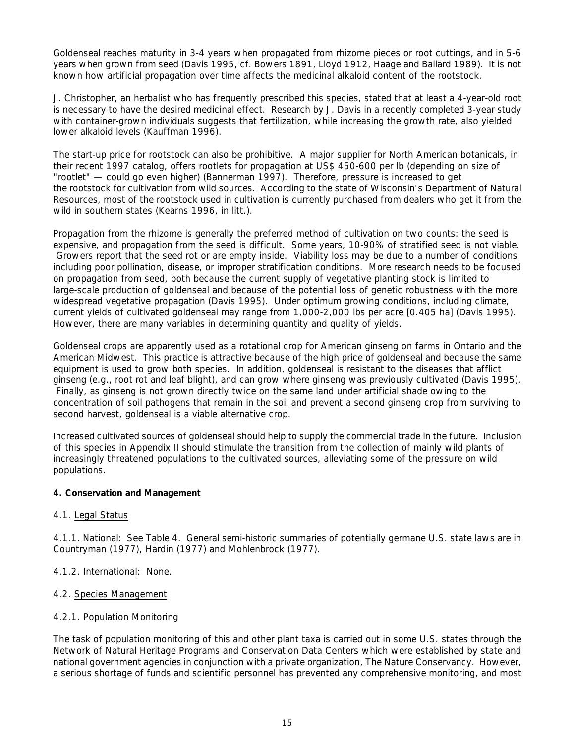Goldenseal reaches maturity in 3-4 years when propagated from rhizome pieces or root cuttings, and in 5-6 years when grown from seed (Davis 1995, cf. Bowers 1891, Lloyd 1912, Haage and Ballard 1989). It is not known how artificial propagation over time affects the medicinal alkaloid content of the rootstock.

J. Christopher, an herbalist who has frequently prescribed this species, stated that at least a 4-year-old root is necessary to have the desired medicinal effect. Research by J. Davis in a recently completed 3-year study with container-grown individuals suggests that fertilization, while increasing the growth rate, also yielded lower alkaloid levels (Kauffman 1996).

The start-up price for rootstock can also be prohibitive. A major supplier for North American botanicals, in their recent 1997 catalog, offers rootlets for propagation at US$ 450-600 per lb (depending on size of "rootlet" — could go even higher) (Bannerman 1997). Therefore, pressure is increased to get the rootstock for cultivation from wild sources. According to the state of Wisconsin's Department of Natural Resources, most of the rootstock used in cultivation is currently purchased from dealers who get it from the wild in southern states (Kearns 1996, in litt.).

Propagation from the rhizome is generally the preferred method of cultivation on two counts: the seed is expensive, and propagation from the seed is difficult. Some years, 10-90% of stratified seed is not viable. Growers report that the seed rot or are empty inside. Viability loss may be due to a number of conditions including poor pollination, disease, or improper stratification conditions. More research needs to be focused on propagation from seed, both because the current supply of vegetative planting stock is limited to large-scale production of goldenseal and because of the potential loss of genetic robustness with the more widespread vegetative propagation (Davis 1995). Under optimum growing conditions, including climate, current yields of cultivated goldenseal may range from 1,000-2,000 lbs per acre [0.405 ha] (Davis 1995). However, there are many variables in determining quantity and quality of yields.

Goldenseal crops are apparently used as a rotational crop for American ginseng on farms in Ontario and the American Midwest. This practice is attractive because of the high price of goldenseal and because the same equipment is used to grow both species. In addition, goldenseal is resistant to the diseases that afflict ginseng (e.g., root rot and leaf blight), and can grow where ginseng was previously cultivated (Davis 1995). Finally, as ginseng is not grown directly twice on the same land under artificial shade owing to the concentration of soil pathogens that remain in the soil and prevent a second ginseng crop from surviving to second harvest, goldenseal is a viable alternative crop.

Increased cultivated sources of goldenseal should help to supply the commercial trade in the future. Inclusion of this species in Appendix II should stimulate the transition from the collection of mainly wild plants of increasingly threatened populations to the cultivated sources, alleviating some of the pressure on wild populations.

## 4. Conservation and Management

### 4.1. Legal Status

4.1.1. National: See Table 4. General semi-historic summaries of potentially germane U.S. state laws are in Countryman (1977), Hardin (1977) and Mohlenbrock (1977).

4.1.2. International: None.

### 4.2. Species Management

4.2.1. Population Monitoring

The task of population monitoring of this and other plant taxa is carried out in some U.S. states through the Network of Natural Heritage Programs and Conservation Data Centers which were established by state and national government agencies in conjunction with a private organization, The Nature Conservancy. However, a serious shortage of funds and scientific personnel has prevented any comprehensive monitoring, and most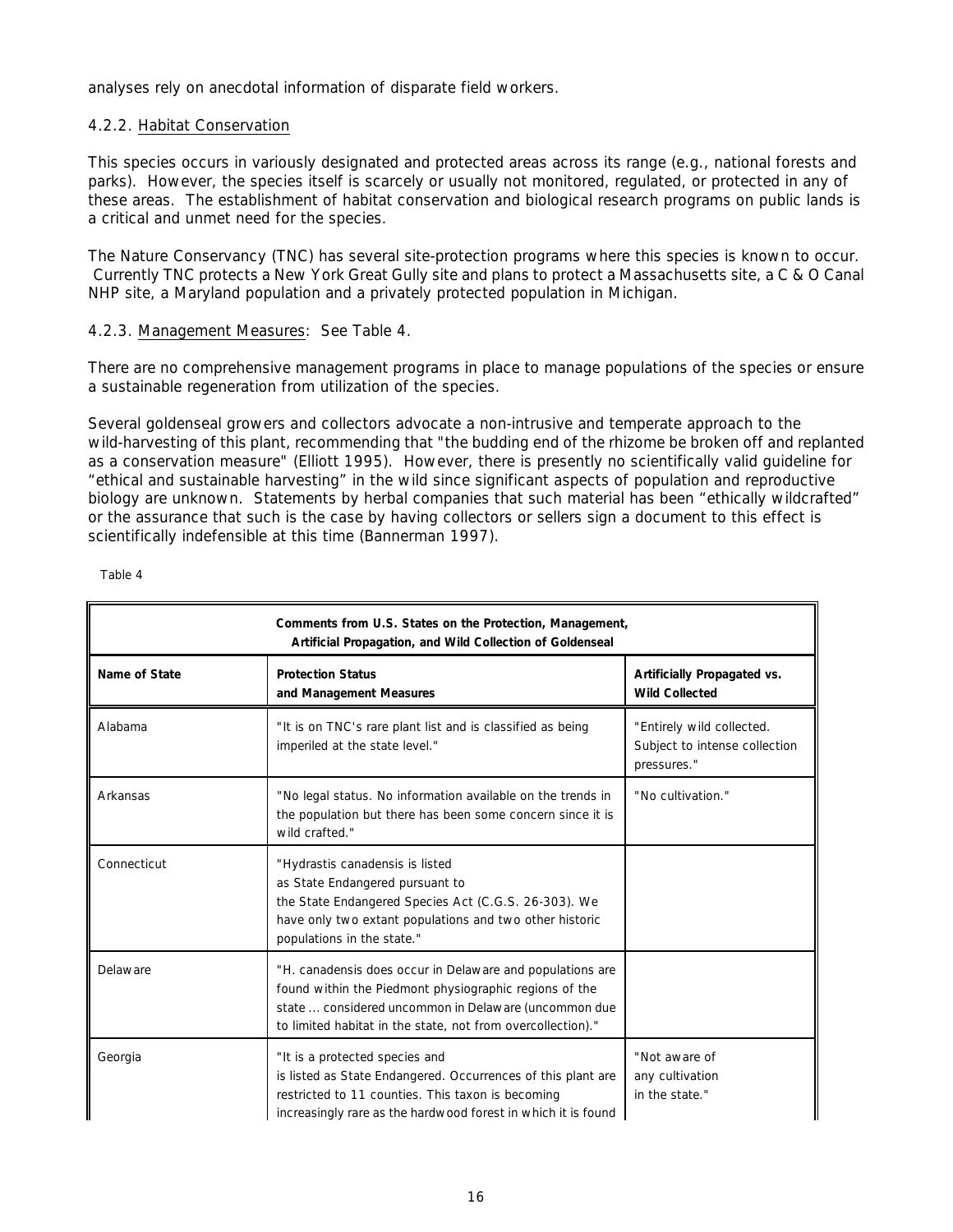analyses rely on anecdotal information of disparate field workers.

### 4.2.2. Habitat Conservation

This species occurs in variously designated and protected areas across its range (e.g., national forests and parks). However, the species itself is scarcely or usually not monitored, regulated, or protected in any of these areas. The establishment of habitat conservation and biological research programs on public lands is a critical and unmet need for the species.

The Nature Conservancy (TNC) has several site-protection programs where this species is known to occur. Currently TNC protects a New York Great Gully site and plans to protect a Massachusetts site, a C & O Canal NHP site, a Maryland population and a privately protected population in Michigan.

### 4.2.3. Management Measures: See Table 4.

There are no comprehensive management programs in place to manage populations of the species or ensure a sustainable regeneration from utilization of the species.

Several goldenseal growers and collectors advocate a non-intrusive and temperate approach to the wild-harvesting of this plant, recommending that "the budding end of the rhizome be broken off and replanted as a conservation measure" (Elliott 1995). However, there is presently no scientifically valid guideline for "ethical and sustainable harvesting" in the wild since significant aspects of population and reproductive biology are unknown. Statements by herbal companies that such material has been "ethically wildcrafted" or the assurance that such is the case by having collectors or sellers sign a document to this effect is scientifically indefensible at this time (Bannerman 1997).

Table 4

| **Comments from U.S. States on the Protection, Management, Artificial Propagation, and Wild Collection of Goldenseal** | | |
|---|---|---|
| **Name of State** | **Protection Status and Management Measures** | **Artificially Propagated vs. Wild Collected** |
| Alabama | "It is on TNC's rare plant list and is classified as being imperiled at the state level." | "Entirely wild collected. Subject to intense collection pressures." |
| Arkansas | "No legal status. No information available on the trends in the population but there has been some concern since it is wild crafted." | "No cultivation." |
| Connecticut | "Hydrastis canadensis is listed as State Endangered pursuant to the State Endangered Species Act (C.G.S. 26-303). We have only two extant populations and two other historic populations in the state." | |
| Delaware | "H. canadensis does occur in Delaware and populations are found within the Piedmont physiographic regions of the state ... considered uncommon in Delaware (uncommon due to limited habitat in the state, not from overcollection)." | |
| Georgia | "It is a protected species and is listed as State Endangered. Occurrences of this plant are restricted to 11 counties. This taxon is becoming increasingly rare as the hardwood forest in which it is found | "Not aware of any cultivation in the state." |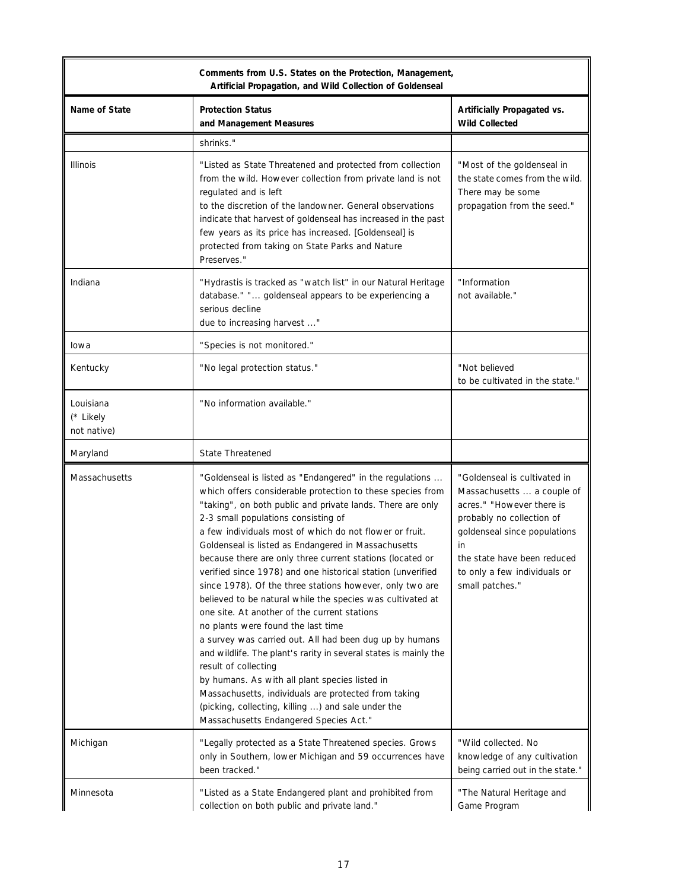| Comments from U.S. States on the Protection, Management, Artificial Propagation, and Wild Collection of Goldenseal | | |
|---|---|---|
| **Name of State** | **Protection Status and Management Measures** | **Artificially Propagated vs. Wild Collected** |
| | shrinks." | |
| Illinois | "Listed as State Threatened and protected from collection from the wild. However collection from private land is not regulated and is left to the discretion of the landowner. General observations indicate that harvest of goldenseal has increased in the past few years as its price has increased. [Goldenseal] is protected from taking on State Parks and Nature Preserves." | "Most of the goldenseal in the state comes from the wild. There may be some propagation from the seed." |
| Indiana | "Hydrastis is tracked as "watch list" in our Natural Heritage database." "... goldenseal appears to be experiencing a serious decline due to increasing harvest ..." | "Information not available." |
| Iowa | "Species is not monitored." | |
| Kentucky | "No legal protection status." | "Not believed to be cultivated in the state." |
| Louisiana (* Likely not native) | "No information available." | |
| Maryland | State Threatened | |
| Massachusetts | "Goldenseal is listed as "Endangered" in the regulations ... which offers considerable protection to these species from "taking", on both public and private lands. There are only 2-3 small populations consisting of a few individuals most of which do not flower or fruit. Goldenseal is listed as Endangered in Massachusetts because there are only three current stations (located or verified since 1978) and one historical station (unverified since 1978). Of the three stations however, only two are believed to be natural while the species was cultivated at one site. At another of the current stations no plants were found the last time a survey was carried out. All had been dug up by humans and wildlife. The plant's rarity in several states is mainly the result of collecting by humans. As with all plant species listed in Massachusetts, individuals are protected from taking (picking, collecting, killing ...) and sale under the Massachusetts Endangered Species Act." | "Goldenseal is cultivated in Massachusetts ... a couple of acres." "However there is probably no collection of goldenseal since populations in the state have been reduced to only a few individuals or small patches." |
| Michigan | "Legally protected as a State Threatened species. Grows only in Southern, lower Michigan and 59 occurrences have been tracked." | "Wild collected. No knowledge of any cultivation being carried out in the state." |
| Minnesota | "Listed as a State Endangered plant and prohibited from collection on both public and private land." | "The Natural Heritage and Game Program |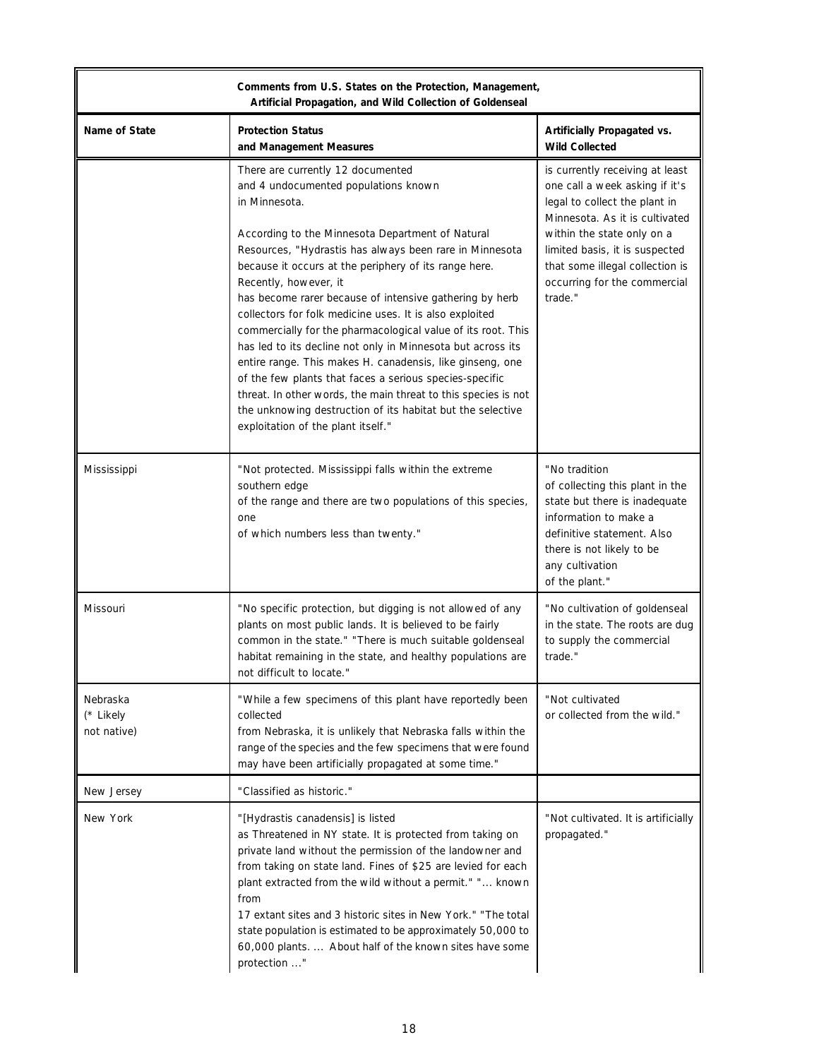| Comments from U.S. States on the Protection, Management, Artificial Propagation, and Wild Collection of Goldenseal | | |
|---|---|---|
| **Name of State** | **Protection Status and Management Measures** | **Artificially Propagated vs. Wild Collected** |
| | There are currently 12 documented and 4 undocumented populations known in Minnesota. According to the Minnesota Department of Natural Resources, "Hydrastis has always been rare in Minnesota because it occurs at the periphery of its range here. Recently, however, it has become rarer because of intensive gathering by herb collectors for folk medicine uses. It is also exploited commercially for the pharmacological value of its root. This has led to its decline not only in Minnesota but across its entire range. This makes H. canadensis, like ginseng, one of the few plants that faces a serious species-specific threat. In other words, the main threat to this species is not the unknowing destruction of its habitat but the selective exploitation of the plant itself." | is currently receiving at least one call a week asking if it's legal to collect the plant in Minnesota. As it is cultivated within the state only on a limited basis, it is suspected that some illegal collection is occurring for the commercial trade." |
| Mississippi | "Not protected. Mississippi falls within the extreme southern edge of the range and there are two populations of this species, one of which numbers less than twenty." | "No tradition of collecting this plant in the state but there is inadequate information to make a definitive statement. Also there is not likely to be any cultivation of the plant." |
| Missouri | "No specific protection, but digging is not allowed of any plants on most public lands. It is believed to be fairly common in the state." "There is much suitable goldenseal habitat remaining in the state, and healthy populations are not difficult to locate." | "No cultivation of goldenseal in the state. The roots are dug to supply the commercial trade." |
| Nebraska (* Likely not native) | "While a few specimens of this plant have reportedly been collected from Nebraska, it is unlikely that Nebraska falls within the range of the species and the few specimens that were found may have been artificially propagated at some time." | "Not cultivated or collected from the wild." |
| New Jersey | "Classified as historic." | |
| New York | "[Hydrastis canadensis] is listed as Threatened in NY state. It is protected from taking on private land without the permission of the landowner and from taking on state land. Fines of $25 are levied for each plant extracted from the wild without a permit." "... known from 17 extant sites and 3 historic sites in New York." "The total state population is estimated to be approximately 50,000 to 60,000 plants. ... About half of the known sites have some protection ..." | "Not cultivated. It is artificially propagated." |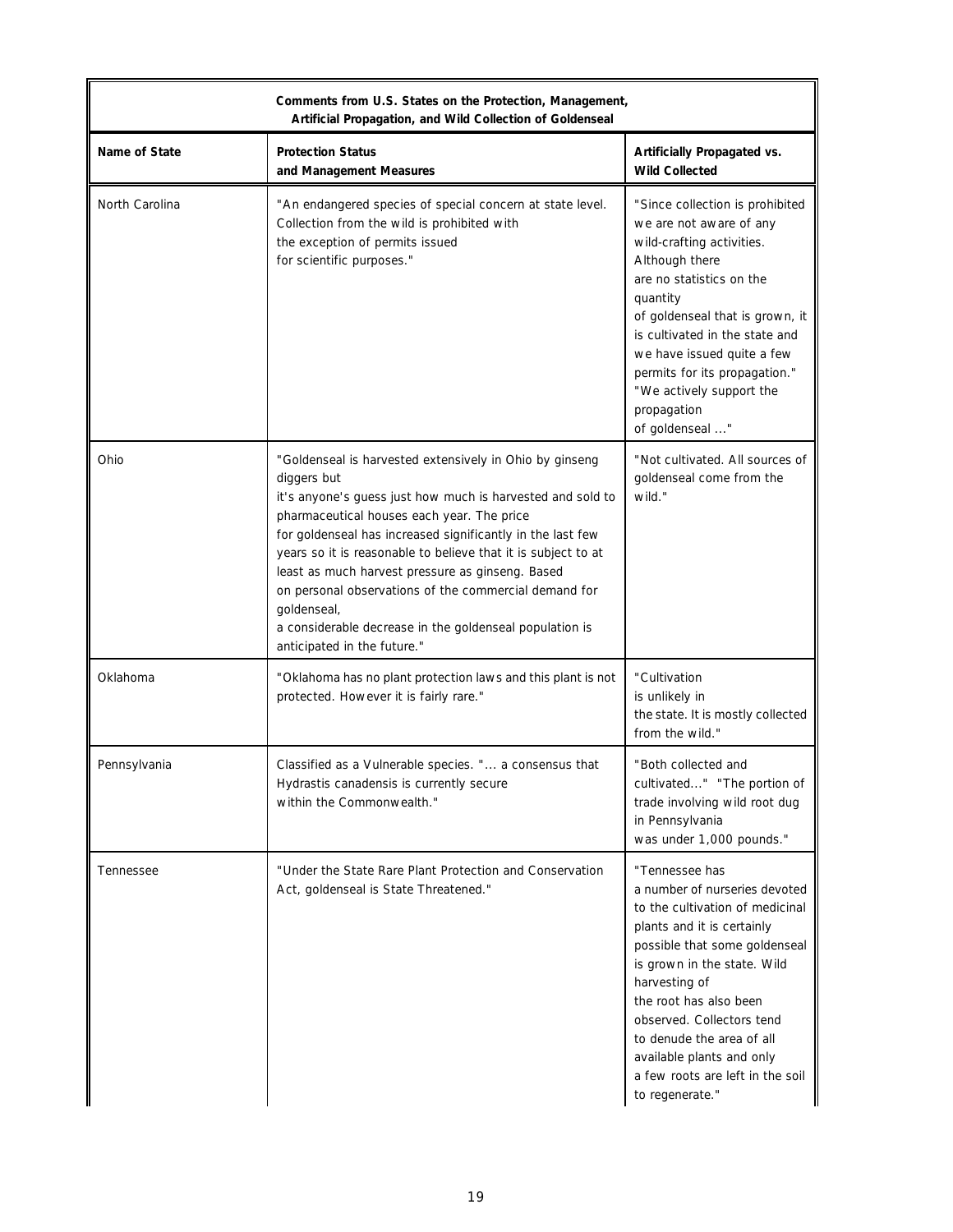| Comments from U.S. States on the Protection, Management, Artificial Propagation, and Wild Collection of Goldenseal | | |
|---|---|---|
| **Name of State** | **Protection Status and Management Measures** | **Artificially Propagated vs. Wild Collected** |
| North Carolina | "An endangered species of special concern at state level. Collection from the wild is prohibited with the exception of permits issued for scientific purposes." | "Since collection is prohibited we are not aware of any wild-crafting activities. Although there are no statistics on the quantity of goldenseal that is grown, it is cultivated in the state and we have issued quite a few permits for its propagation." "We actively support the propagation of goldenseal ..." |
| Ohio | "Goldenseal is harvested extensively in Ohio by ginseng diggers but it's anyone's guess just how much is harvested and sold to pharmaceutical houses each year. The price for goldenseal has increased significantly in the last few years so it is reasonable to believe that it is subject to at least as much harvest pressure as ginseng. Based on personal observations of the commercial demand for goldenseal, a considerable decrease in the goldenseal population is anticipated in the future." | "Not cultivated. All sources of goldenseal come from the wild." |
| Oklahoma | "Oklahoma has no plant protection laws and this plant is not protected. However it is fairly rare." | "Cultivation is unlikely in the state. It is mostly collected from the wild." |
| Pennsylvania | Classified as a Vulnerable species. "... a consensus that Hydrastis canadensis is currently secure within the Commonwealth." | "Both collected and cultivated..." "The portion of trade involving wild root dug in Pennsylvania was under 1,000 pounds." |
| Tennessee | "Under the State Rare Plant Protection and Conservation Act, goldenseal is State Threatened." | "Tennessee has a number of nurseries devoted to the cultivation of medicinal plants and it is certainly possible that some goldenseal is grown in the state. Wild harvesting of the root has also been observed. Collectors tend to denude the area of all available plants and only a few roots are left in the soil to regenerate." |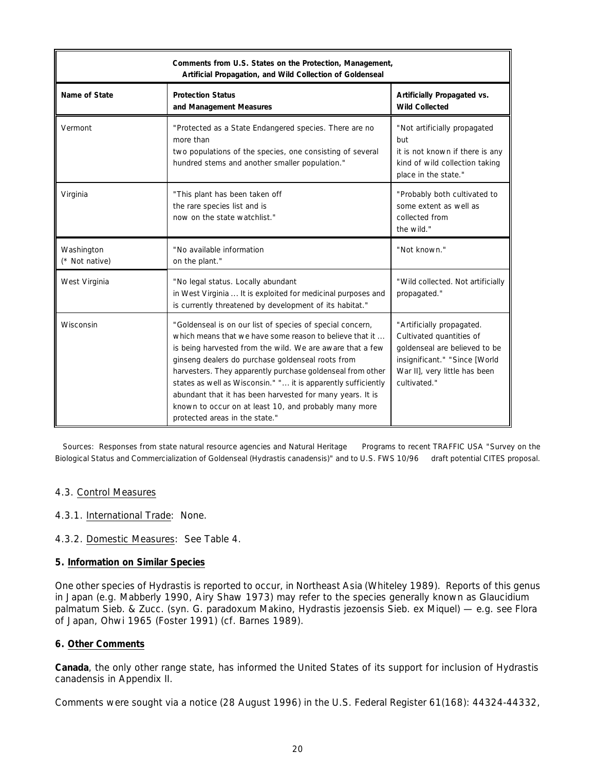| Comments from U.S. States on the Protection, Management, Artificial Propagation, and Wild Collection of Goldenseal | | |
|---|---|---|
| **Name of State** | **Protection Status and Management Measures** | **Artificially Propagated vs. Wild Collected** |
| Vermont | "Protected as a State Endangered species. There are no more than two populations of the species, one consisting of several hundred stems and another smaller population." | "Not artificially propagated but it is not known if there is any kind of wild collection taking place in the state." |
| Virginia | "This plant has been taken off the rare species list and is now on the state watchlist." | "Probably both cultivated to some extent as well as collected from the wild." |
| Washington (* Not native) | "No available information on the plant." | "Not known." |
| West Virginia | "No legal status. Locally abundant in West Virginia ... It is exploited for medicinal purposes and is currently threatened by development of its habitat." | "Wild collected. Not artificially propagated." |
| Wisconsin | "Goldenseal is on our list of species of special concern, which means that we have some reason to believe that it ... is being harvested from the wild. We are aware that a few ginseng dealers do purchase goldenseal roots from harvesters. They apparently purchase goldenseal from other states as well as Wisconsin." "... it is apparently sufficiently abundant that it has been harvested for many years. It is known to occur on at least 10, and probably many more protected areas in the state." | "Artificially propagated. Cultivated quantities of goldenseal are believed to be insignificant." "Since [World War II], very little has been cultivated." |

Sources: Responses from state natural resource agencies and Natural Heritage Programs to recent TRAFFIC USA "Survey on the Biological Status and Commercialization of Goldenseal (Hydrastis canadensis)" and to U.S. FWS 10/96 draft potential CITES proposal.

4.3. Control Measures

4.3.1. International Trade: None.

4.3.2. Domestic Measures: See Table 4.

## 5. Information on Similar Species

One other species of Hydrastis is reported to occur, in Northeast Asia (Whiteley 1989). Reports of this genus in Japan (e.g. Mabberly 1990, Airy Shaw 1973) may refer to the species generally known as Glaucidium palmatum Sieb. & Zucc. (syn. G. paradoxum Makino, Hydrastis jezoensis Sieb. ex Miquel) — e.g. see Flora of Japan, Ohwi 1965 (Foster 1991) (cf. Barnes 1989).

## 6. Other Comments

**Canada**, the only other range state, has informed the United States of its support for inclusion of Hydrastis canadensis in Appendix II.

Comments were sought via a notice (28 August 1996) in the U.S. Federal Register 61(168): 44324-44332,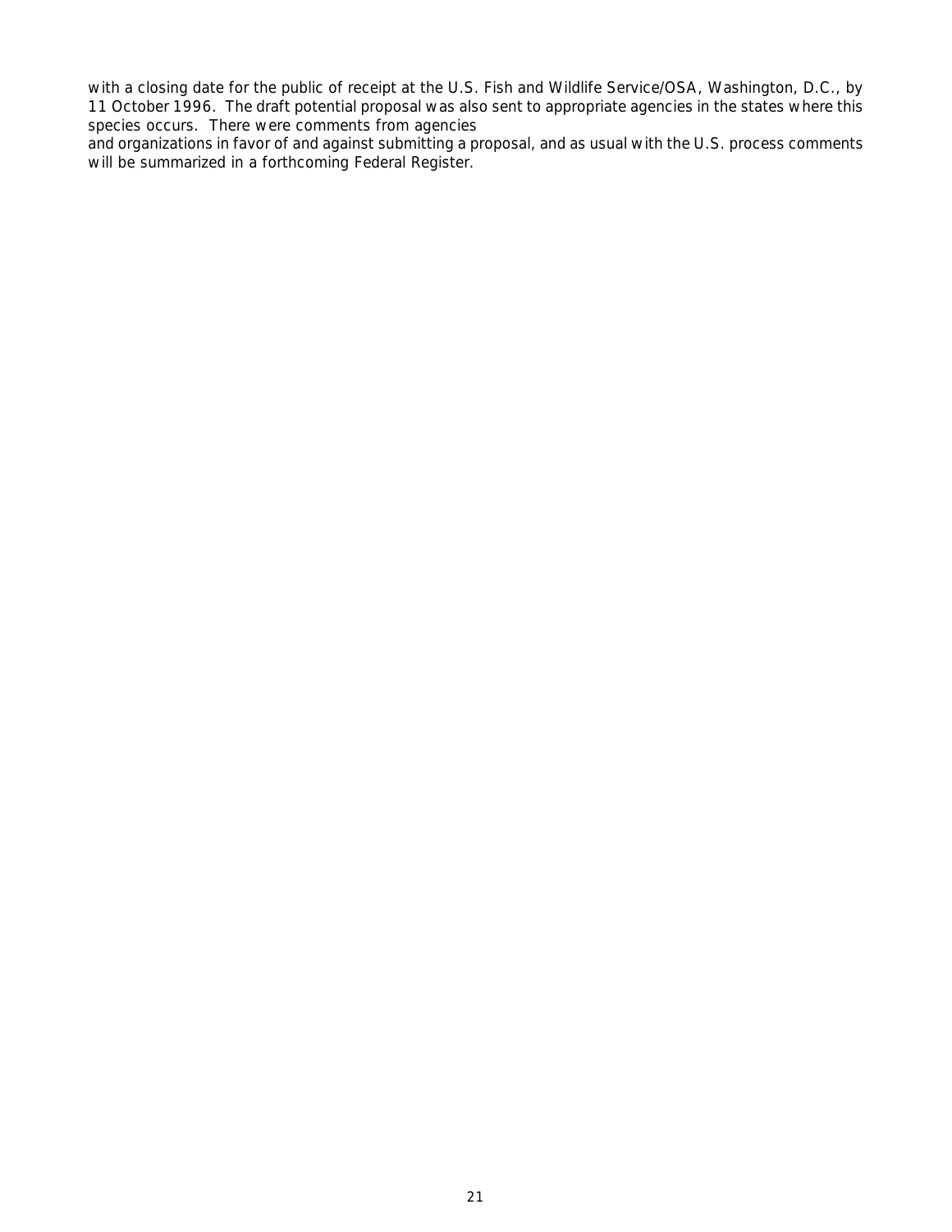with a closing date for the public of receipt at the U.S. Fish and Wildlife Service/OSA, Washington, D.C., by 11 October 1996. The draft potential proposal was also sent to appropriate agencies in the states where this species occurs. There were comments from agencies and organizations in favor of and against submitting a proposal, and as usual with the U.S. process comments will be summarized in a forthcoming Federal Register.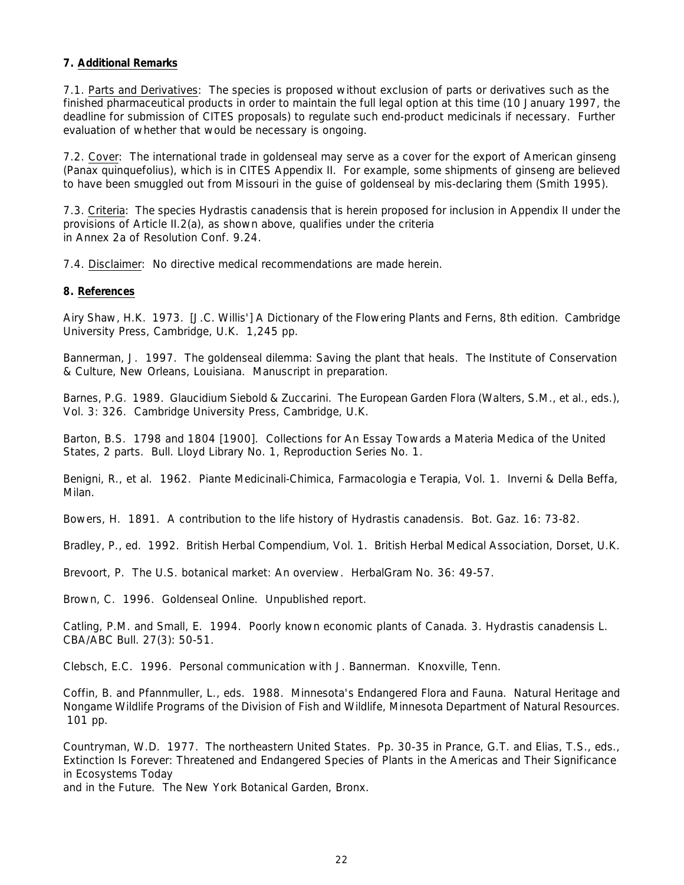**7. Additional Remarks**

7.1. Parts and Derivatives: The species is proposed without exclusion of parts or derivatives such as the finished pharmaceutical products in order to maintain the full legal option at this time (10 January 1997, the deadline for submission of CITES proposals) to regulate such end-product medicinals if necessary. Further evaluation of whether that would be necessary is ongoing.

7.2. Cover: The international trade in goldenseal may serve as a cover for the export of American ginseng (Panax quinquefolius), which is in CITES Appendix II. For example, some shipments of ginseng are believed to have been smuggled out from Missouri in the guise of goldenseal by mis-declaring them (Smith 1995).

7.3. Criteria: The species Hydrastis canadensis that is herein proposed for inclusion in Appendix II under the provisions of Article II.2(a), as shown above, qualifies under the criteria in Annex 2a of Resolution Conf. 9.24.

7.4. Disclaimer: No directive medical recommendations are made herein.

**8. References**

Airy Shaw, H.K. 1973. [J.C. Willis'] A Dictionary of the Flowering Plants and Ferns, 8th edition. Cambridge University Press, Cambridge, U.K. 1,245 pp.

Bannerman, J. 1997. The goldenseal dilemma: Saving the plant that heals. The Institute of Conservation & Culture, New Orleans, Louisiana. Manuscript in preparation.

Barnes, P.G. 1989. Glaucidium Siebold & Zuccarini. The European Garden Flora (Walters, S.M., et al., eds.), Vol. 3: 326. Cambridge University Press, Cambridge, U.K.

Barton, B.S. 1798 and 1804 [1900]. Collections for An Essay Towards a Materia Medica of the United States, 2 parts. Bull. Lloyd Library No. 1, Reproduction Series No. 1.

Benigni, R., et al. 1962. Piante Medicinali-Chimica, Farmacologia e Terapia, Vol. 1. Inverni & Della Beffa, Milan.

Bowers, H. 1891. A contribution to the life history of Hydrastis canadensis. Bot. Gaz. 16: 73-82.

Bradley, P., ed. 1992. British Herbal Compendium, Vol. 1. British Herbal Medical Association, Dorset, U.K.

Brevoort, P. The U.S. botanical market: An overview. HerbalGram No. 36: 49-57.

Brown, C. 1996. Goldenseal Online. Unpublished report.

Catling, P.M. and Small, E. 1994. Poorly known economic plants of Canada. 3. Hydrastis canadensis L. CBA/ABC Bull. 27(3): 50-51.

Clebsch, E.C. 1996. Personal communication with J. Bannerman. Knoxville, Tenn.

Coffin, B. and Pfannmuller, L., eds. 1988. Minnesota's Endangered Flora and Fauna. Natural Heritage and Nongame Wildlife Programs of the Division of Fish and Wildlife, Minnesota Department of Natural Resources. 101 pp.

Countryman, W.D. 1977. The northeastern United States. Pp. 30-35 in Prance, G.T. and Elias, T.S., eds., Extinction Is Forever: Threatened and Endangered Species of Plants in the Americas and Their Significance in Ecosystems Today and in the Future. The New York Botanical Garden, Bronx.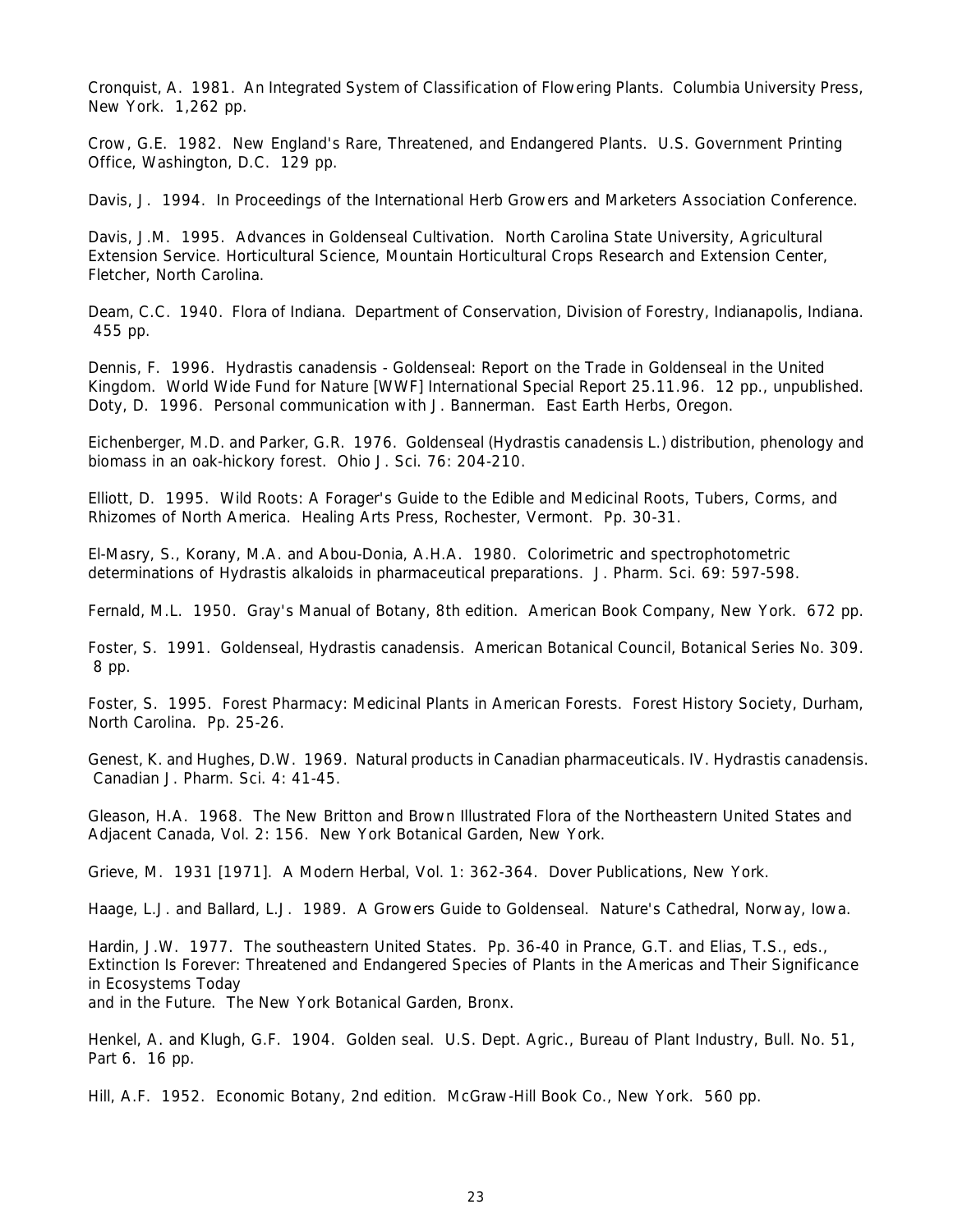Cronquist, A. 1981. An Integrated System of Classification of Flowering Plants. Columbia University Press, New York. 1,262 pp.

Crow, G.E. 1982. New England's Rare, Threatened, and Endangered Plants. U.S. Government Printing Office, Washington, D.C. 129 pp.

Davis, J. 1994. In Proceedings of the International Herb Growers and Marketers Association Conference.

Davis, J.M. 1995. Advances in Goldenseal Cultivation. North Carolina State University, Agricultural Extension Service. Horticultural Science, Mountain Horticultural Crops Research and Extension Center, Fletcher, North Carolina.

Deam, C.C. 1940. Flora of Indiana. Department of Conservation, Division of Forestry, Indianapolis, Indiana. 455 pp.

Dennis, F. 1996. Hydrastis canadensis - Goldenseal: Report on the Trade in Goldenseal in the United Kingdom. World Wide Fund for Nature [WWF] International Special Report 25.11.96. 12 pp., unpublished.
Doty, D. 1996. Personal communication with J. Bannerman. East Earth Herbs, Oregon.

Eichenberger, M.D. and Parker, G.R. 1976. Goldenseal (Hydrastis canadensis L.) distribution, phenology and biomass in an oak-hickory forest. Ohio J. Sci. 76: 204-210.

Elliott, D. 1995. Wild Roots: A Forager's Guide to the Edible and Medicinal Roots, Tubers, Corms, and Rhizomes of North America. Healing Arts Press, Rochester, Vermont. Pp. 30-31.

El-Masry, S., Korany, M.A. and Abou-Donia, A.H.A. 1980. Colorimetric and spectrophotometric determinations of Hydrastis alkaloids in pharmaceutical preparations. J. Pharm. Sci. 69: 597-598.

Fernald, M.L. 1950. Gray's Manual of Botany, 8th edition. American Book Company, New York. 672 pp.

Foster, S. 1991. Goldenseal, Hydrastis canadensis. American Botanical Council, Botanical Series No. 309. 8 pp.

Foster, S. 1995. Forest Pharmacy: Medicinal Plants in American Forests. Forest History Society, Durham, North Carolina. Pp. 25-26.

Genest, K. and Hughes, D.W. 1969. Natural products in Canadian pharmaceuticals. IV. Hydrastis canadensis. Canadian J. Pharm. Sci. 4: 41-45.

Gleason, H.A. 1968. The New Britton and Brown Illustrated Flora of the Northeastern United States and Adjacent Canada, Vol. 2: 156. New York Botanical Garden, New York.

Grieve, M. 1931 [1971]. A Modern Herbal, Vol. 1: 362-364. Dover Publications, New York.

Haage, L.J. and Ballard, L.J. 1989. A Growers Guide to Goldenseal. Nature's Cathedral, Norway, Iowa.

Hardin, J.W. 1977. The southeastern United States. Pp. 36-40 in Prance, G.T. and Elias, T.S., eds., Extinction Is Forever: Threatened and Endangered Species of Plants in the Americas and Their Significance in Ecosystems Today
and in the Future. The New York Botanical Garden, Bronx.

Henkel, A. and Klugh, G.F. 1904. Golden seal. U.S. Dept. Agric., Bureau of Plant Industry, Bull. No. 51, Part 6. 16 pp.

Hill, A.F. 1952. Economic Botany, 2nd edition. McGraw-Hill Book Co., New York. 560 pp.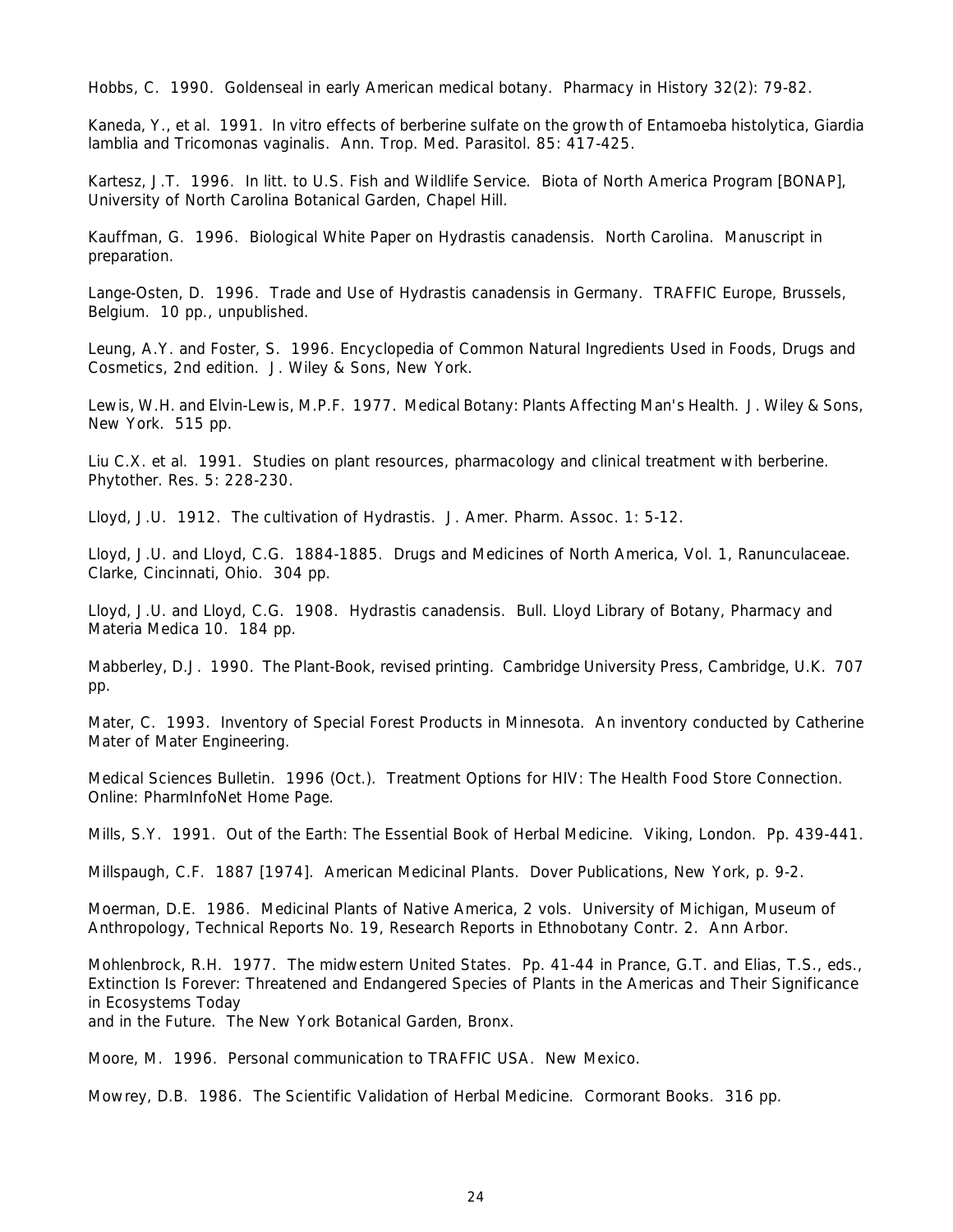Hobbs, C. 1990. Goldenseal in early American medical botany. Pharmacy in History 32(2): 79-82.

Kaneda, Y., et al. 1991. In vitro effects of berberine sulfate on the growth of Entamoeba histolytica, Giardia lamblia and Tricomonas vaginalis. Ann. Trop. Med. Parasitol. 85: 417-425.

Kartesz, J.T. 1996. In litt. to U.S. Fish and Wildlife Service. Biota of North America Program [BONAP], University of North Carolina Botanical Garden, Chapel Hill.

Kauffman, G. 1996. Biological White Paper on Hydrastis canadensis. North Carolina. Manuscript in preparation.

Lange-Osten, D. 1996. Trade and Use of Hydrastis canadensis in Germany. TRAFFIC Europe, Brussels, Belgium. 10 pp., unpublished.

Leung, A.Y. and Foster, S. 1996. Encyclopedia of Common Natural Ingredients Used in Foods, Drugs and Cosmetics, 2nd edition. J. Wiley & Sons, New York.

Lewis, W.H. and Elvin-Lewis, M.P.F. 1977. Medical Botany: Plants Affecting Man's Health. J. Wiley & Sons, New York. 515 pp.

Liu C.X. et al. 1991. Studies on plant resources, pharmacology and clinical treatment with berberine. Phytother. Res. 5: 228-230.

Lloyd, J.U. 1912. The cultivation of Hydrastis. J. Amer. Pharm. Assoc. 1: 5-12.

Lloyd, J.U. and Lloyd, C.G. 1884-1885. Drugs and Medicines of North America, Vol. 1, Ranunculaceae. Clarke, Cincinnati, Ohio. 304 pp.

Lloyd, J.U. and Lloyd, C.G. 1908. Hydrastis canadensis. Bull. Lloyd Library of Botany, Pharmacy and Materia Medica 10. 184 pp.

Mabberley, D.J. 1990. The Plant-Book, revised printing. Cambridge University Press, Cambridge, U.K. 707 pp.

Mater, C. 1993. Inventory of Special Forest Products in Minnesota. An inventory conducted by Catherine Mater of Mater Engineering.

Medical Sciences Bulletin. 1996 (Oct.). Treatment Options for HIV: The Health Food Store Connection. Online: PharmInfoNet Home Page.

Mills, S.Y. 1991. Out of the Earth: The Essential Book of Herbal Medicine. Viking, London. Pp. 439-441.

Millspaugh, C.F. 1887 [1974]. American Medicinal Plants. Dover Publications, New York, p. 9-2.

Moerman, D.E. 1986. Medicinal Plants of Native America, 2 vols. University of Michigan, Museum of Anthropology, Technical Reports No. 19, Research Reports in Ethnobotany Contr. 2. Ann Arbor.

Mohlenbrock, R.H. 1977. The midwestern United States. Pp. 41-44 in Prance, G.T. and Elias, T.S., eds., Extinction Is Forever: Threatened and Endangered Species of Plants in the Americas and Their Significance in Ecosystems Today
and in the Future. The New York Botanical Garden, Bronx.

Moore, M. 1996. Personal communication to TRAFFIC USA. New Mexico.

Mowrey, D.B. 1986. The Scientific Validation of Herbal Medicine. Cormorant Books. 316 pp.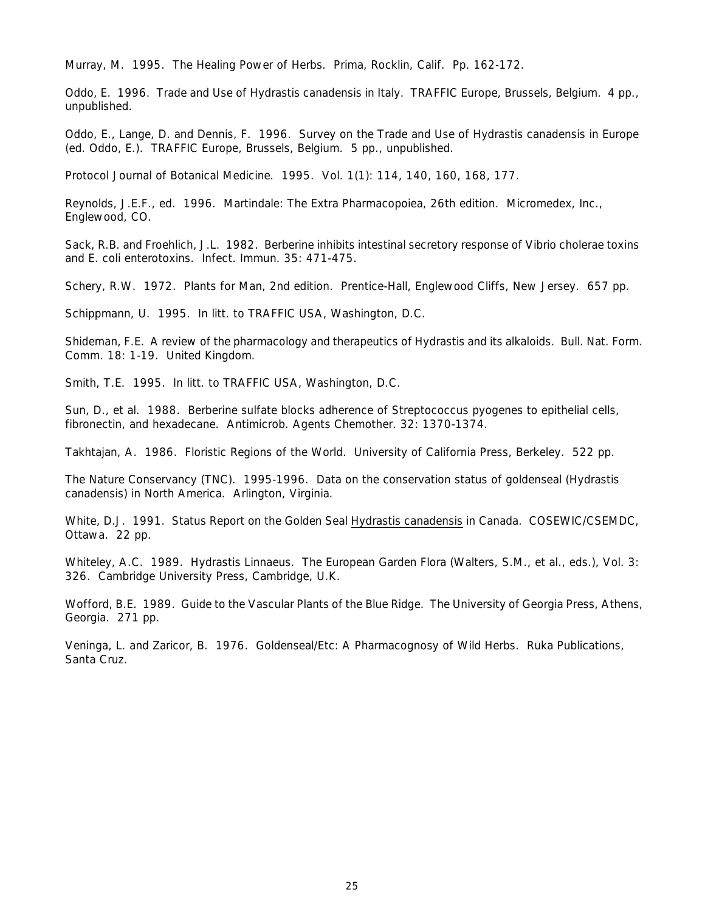Murray, M. 1995. The Healing Power of Herbs. Prima, Rocklin, Calif. Pp. 162-172.

Oddo, E. 1996. Trade and Use of Hydrastis canadensis in Italy. TRAFFIC Europe, Brussels, Belgium. 4 pp., unpublished.

Oddo, E., Lange, D. and Dennis, F. 1996. Survey on the Trade and Use of Hydrastis canadensis in Europe (ed. Oddo, E.). TRAFFIC Europe, Brussels, Belgium. 5 pp., unpublished.

Protocol Journal of Botanical Medicine. 1995. Vol. 1(1): 114, 140, 160, 168, 177.

Reynolds, J.E.F., ed. 1996. Martindale: The Extra Pharmacopoiea, 26th edition. Micromedex, Inc., Englewood, CO.

Sack, R.B. and Froehlich, J.L. 1982. Berberine inhibits intestinal secretory response of Vibrio cholerae toxins and E. coli enterotoxins. Infect. Immun. 35: 471-475.

Schery, R.W. 1972. Plants for Man, 2nd edition. Prentice-Hall, Englewood Cliffs, New Jersey. 657 pp.

Schippmann, U. 1995. In litt. to TRAFFIC USA, Washington, D.C.

Shideman, F.E. A review of the pharmacology and therapeutics of Hydrastis and its alkaloids. Bull. Nat. Form. Comm. 18: 1-19. United Kingdom.

Smith, T.E. 1995. In litt. to TRAFFIC USA, Washington, D.C.

Sun, D., et al. 1988. Berberine sulfate blocks adherence of Streptococcus pyogenes to epithelial cells, fibronectin, and hexadecane. Antimicrob. Agents Chemother. 32: 1370-1374.

Takhtajan, A. 1986. Floristic Regions of the World. University of California Press, Berkeley. 522 pp.

The Nature Conservancy (TNC). 1995-1996. Data on the conservation status of goldenseal (Hydrastis canadensis) in North America. Arlington, Virginia.

White, D.J. 1991. Status Report on the Golden Seal Hydrastis canadensis in Canada. COSEWIC/CSEMDC, Ottawa. 22 pp.

Whiteley, A.C. 1989. Hydrastis Linnaeus. The European Garden Flora (Walters, S.M., et al., eds.), Vol. 3: 326. Cambridge University Press, Cambridge, U.K.

Wofford, B.E. 1989. Guide to the Vascular Plants of the Blue Ridge. The University of Georgia Press, Athens, Georgia. 271 pp.

Veninga, L. and Zaricor, B. 1976. Goldenseal/Etc: A Pharmacognosy of Wild Herbs. Ruka Publications, Santa Cruz.